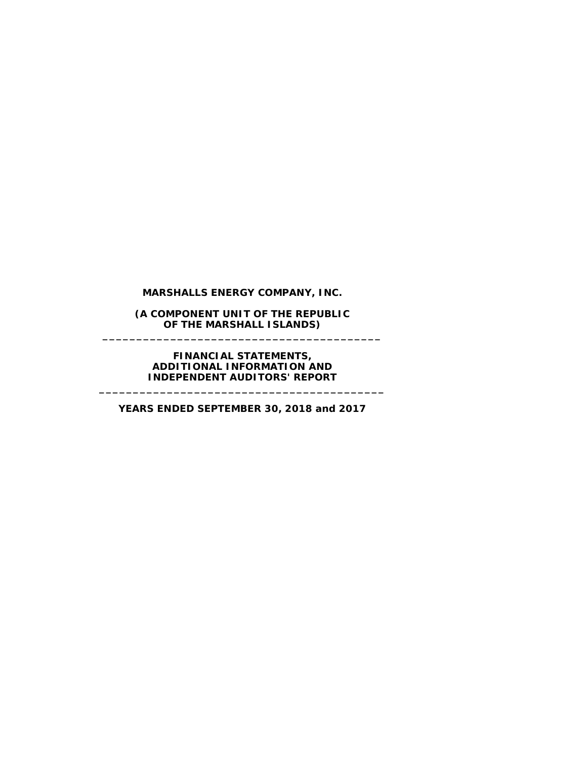**MARSHALLS ENERGY COMPANY, INC.**

**(A COMPONENT UNIT OF THE REPUBLIC OF THE MARSHALL ISLANDS)**

---

**FINANCIAL STATEMENTS, ADDITIONAL INFORMATION AND INDEPENDENT AUDITORS' REPORT**

---

**YEARS ENDED SEPTEMBER 30, 2018 and 2017**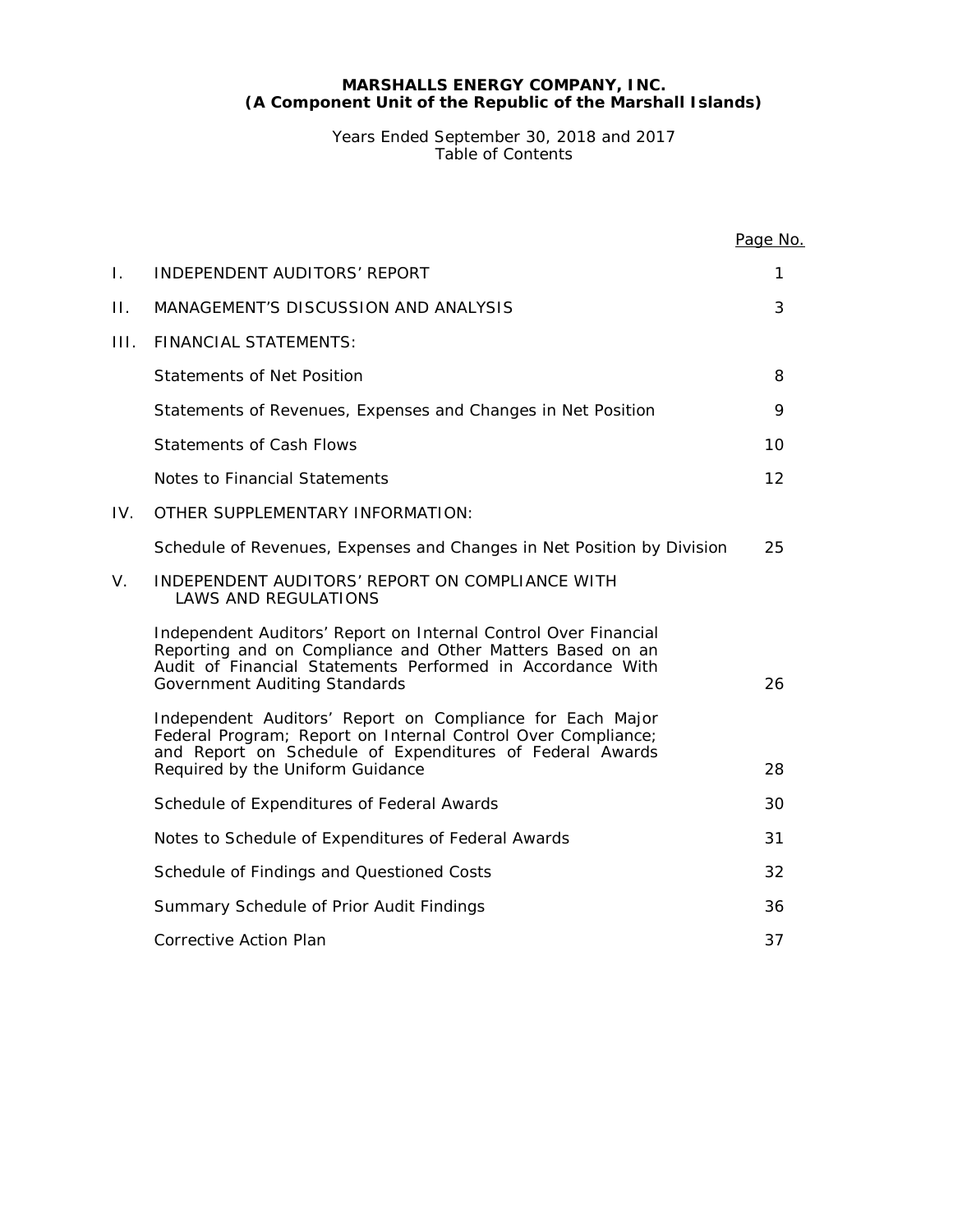**MARSHALLS ENERGY COMPANY, INC.**
**(A Component Unit of the Republic of the Marshall Islands)**

Years Ended September 30, 2018 and 2017
Table of Contents

| | | Page No. |
|---|---|---|
| I. | INDEPENDENT AUDITORS' REPORT | 1 |
| II. | MANAGEMENT'S DISCUSSION AND ANALYSIS | 3 |
| III. | FINANCIAL STATEMENTS: | |
| | Statements of Net Position | 8 |
| | Statements of Revenues, Expenses and Changes in Net Position | 9 |
| | Statements of Cash Flows | 10 |
| | Notes to Financial Statements | 12 |
| IV. | OTHER SUPPLEMENTARY INFORMATION: | |
| | Schedule of Revenues, Expenses and Changes in Net Position by Division | 25 |
| V. | INDEPENDENT AUDITORS' REPORT ON COMPLIANCE WITH LAWS AND REGULATIONS | |
| | Independent Auditors' Report on Internal Control Over Financial Reporting and on Compliance and Other Matters Based on an Audit of Financial Statements Performed in Accordance With *Government Auditing Standards* | 26 |
| | Independent Auditors' Report on Compliance for Each Major Federal Program; Report on Internal Control Over Compliance; and Report on Schedule of Expenditures of Federal Awards Required by the Uniform Guidance | 28 |
| | Schedule of Expenditures of Federal Awards | 30 |
| | Notes to Schedule of Expenditures of Federal Awards | 31 |
| | Schedule of Findings and Questioned Costs | 32 |
| | Summary Schedule of Prior Audit Findings | 36 |
| | Corrective Action Plan | 37 |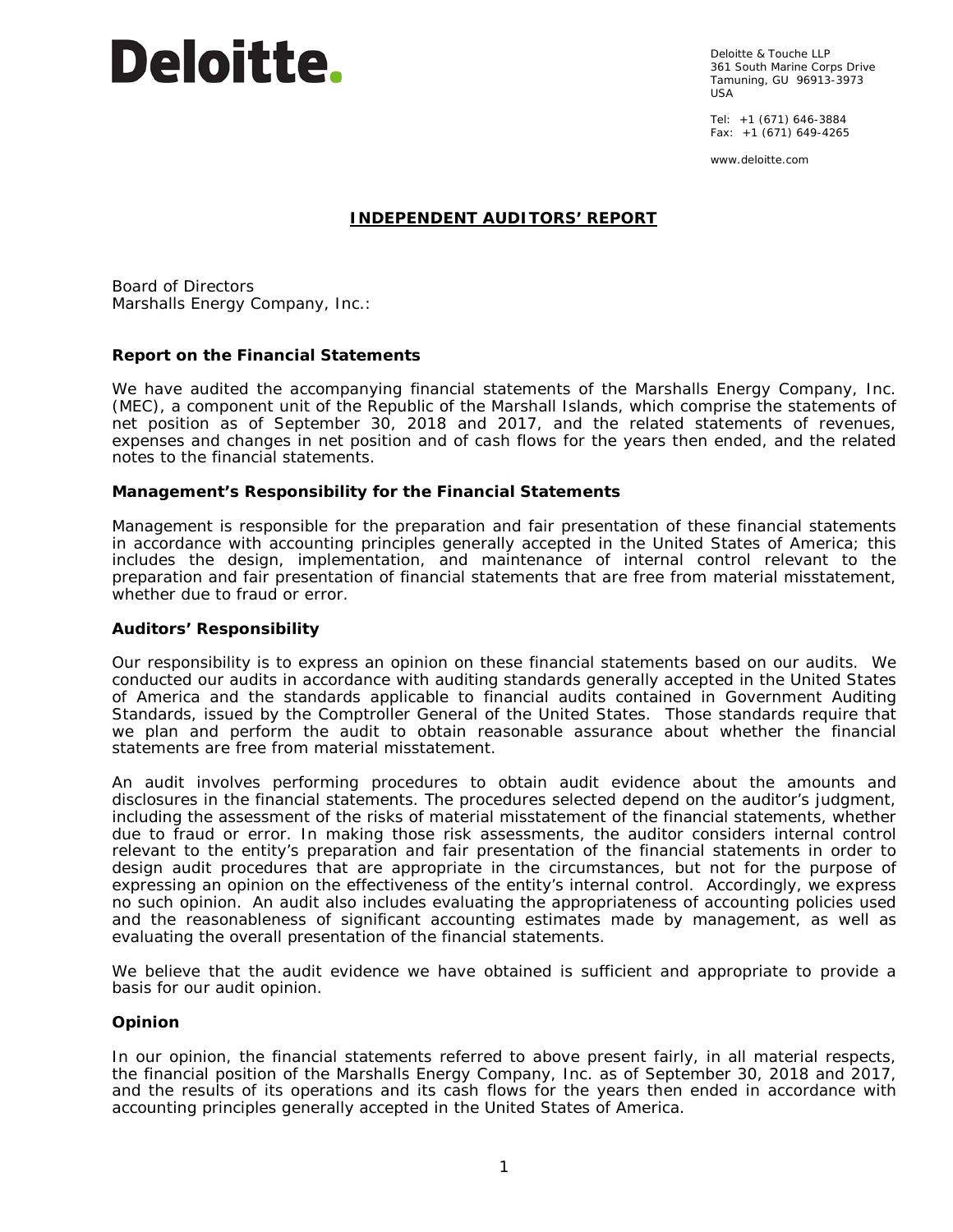Deloitte.

Deloitte & Touche LLP
361 South Marine Corps Drive
Tamuning, GU 96913-3973
USA

Tel: +1 (671) 646-3884
Fax: +1 (671) 649-4265

www.deloitte.com

# INDEPENDENT AUDITORS' REPORT

Board of Directors
Marshalls Energy Company, Inc.:

## Report on the Financial Statements

We have audited the accompanying financial statements of the Marshalls Energy Company, Inc. (MEC), a component unit of the Republic of the Marshall Islands, which comprise the statements of net position as of September 30, 2018 and 2017, and the related statements of revenues, expenses and changes in net position and of cash flows for the years then ended, and the related notes to the financial statements.

### Management's Responsibility for the Financial Statements

Management is responsible for the preparation and fair presentation of these financial statements in accordance with accounting principles generally accepted in the United States of America; this includes the design, implementation, and maintenance of internal control relevant to the preparation and fair presentation of financial statements that are free from material misstatement, whether due to fraud or error.

### Auditors' Responsibility

Our responsibility is to express an opinion on these financial statements based on our audits. We conducted our audits in accordance with auditing standards generally accepted in the United States of America and the standards applicable to financial audits contained in Government Auditing Standards, issued by the Comptroller General of the United States. Those standards require that we plan and perform the audit to obtain reasonable assurance about whether the financial statements are free from material misstatement.

An audit involves performing procedures to obtain audit evidence about the amounts and disclosures in the financial statements. The procedures selected depend on the auditor's judgment, including the assessment of the risks of material misstatement of the financial statements, whether due to fraud or error. In making those risk assessments, the auditor considers internal control relevant to the entity's preparation and fair presentation of the financial statements in order to design audit procedures that are appropriate in the circumstances, but not for the purpose of expressing an opinion on the effectiveness of the entity's internal control. Accordingly, we express no such opinion. An audit also includes evaluating the appropriateness of accounting policies used and the reasonableness of significant accounting estimates made by management, as well as evaluating the overall presentation of the financial statements.

We believe that the audit evidence we have obtained is sufficient and appropriate to provide a basis for our audit opinion.

### Opinion

In our opinion, the financial statements referred to above present fairly, in all material respects, the financial position of the Marshalls Energy Company, Inc. as of September 30, 2018 and 2017, and the results of its operations and its cash flows for the years then ended in accordance with accounting principles generally accepted in the United States of America.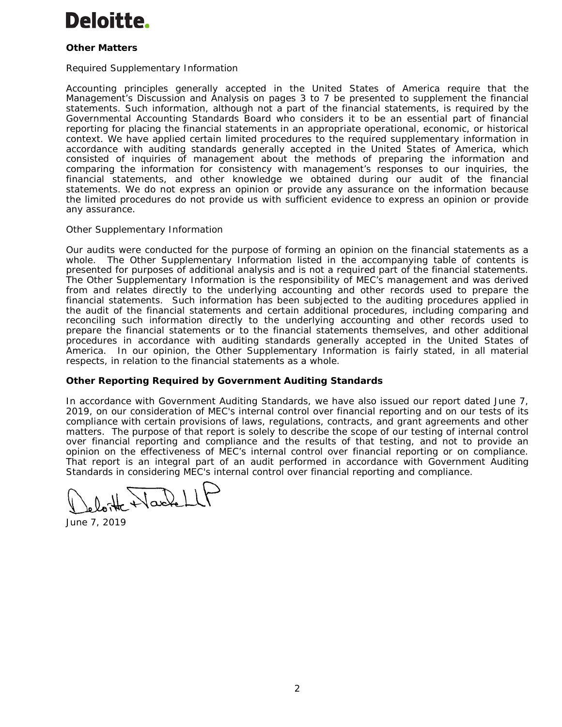Deloitte.

**Other Matters**

Required Supplementary Information

Accounting principles generally accepted in the United States of America require that the Management's Discussion and Analysis on pages 3 to 7 be presented to supplement the financial statements. Such information, although not a part of the financial statements, is required by the Governmental Accounting Standards Board who considers it to be an essential part of financial reporting for placing the financial statements in an appropriate operational, economic, or historical context. We have applied certain limited procedures to the required supplementary information in accordance with auditing standards generally accepted in the United States of America, which consisted of inquiries of management about the methods of preparing the information and comparing the information for consistency with management's responses to our inquiries, the financial statements, and other knowledge we obtained during our audit of the financial statements. We do not express an opinion or provide any assurance on the information because the limited procedures do not provide us with sufficient evidence to express an opinion or provide any assurance.

Other Supplementary Information

Our audits were conducted for the purpose of forming an opinion on the financial statements as a whole. The Other Supplementary Information listed in the accompanying table of contents is presented for purposes of additional analysis and is not a required part of the financial statements. The Other Supplementary Information is the responsibility of MEC's management and was derived from and relates directly to the underlying accounting and other records used to prepare the financial statements. Such information has been subjected to the auditing procedures applied in the audit of the financial statements and certain additional procedures, including comparing and reconciling such information directly to the underlying accounting and other records used to prepare the financial statements or to the financial statements themselves, and other additional procedures in accordance with auditing standards generally accepted in the United States of America. In our opinion, the Other Supplementary Information is fairly stated, in all material respects, in relation to the financial statements as a whole.

**Other Reporting Required by Government Auditing Standards**

In accordance with Government Auditing Standards, we have also issued our report dated June 7, 2019, on our consideration of MEC's internal control over financial reporting and on our tests of its compliance with certain provisions of laws, regulations, contracts, and grant agreements and other matters. The purpose of that report is solely to describe the scope of our testing of internal control over financial reporting and compliance and the results of that testing, and not to provide an opinion on the effectiveness of MEC's internal control over financial reporting or on compliance. That report is an integral part of an audit performed in accordance with Government Auditing Standards in considering MEC's internal control over financial reporting and compliance.

Deloitte & Touche LLP

June 7, 2019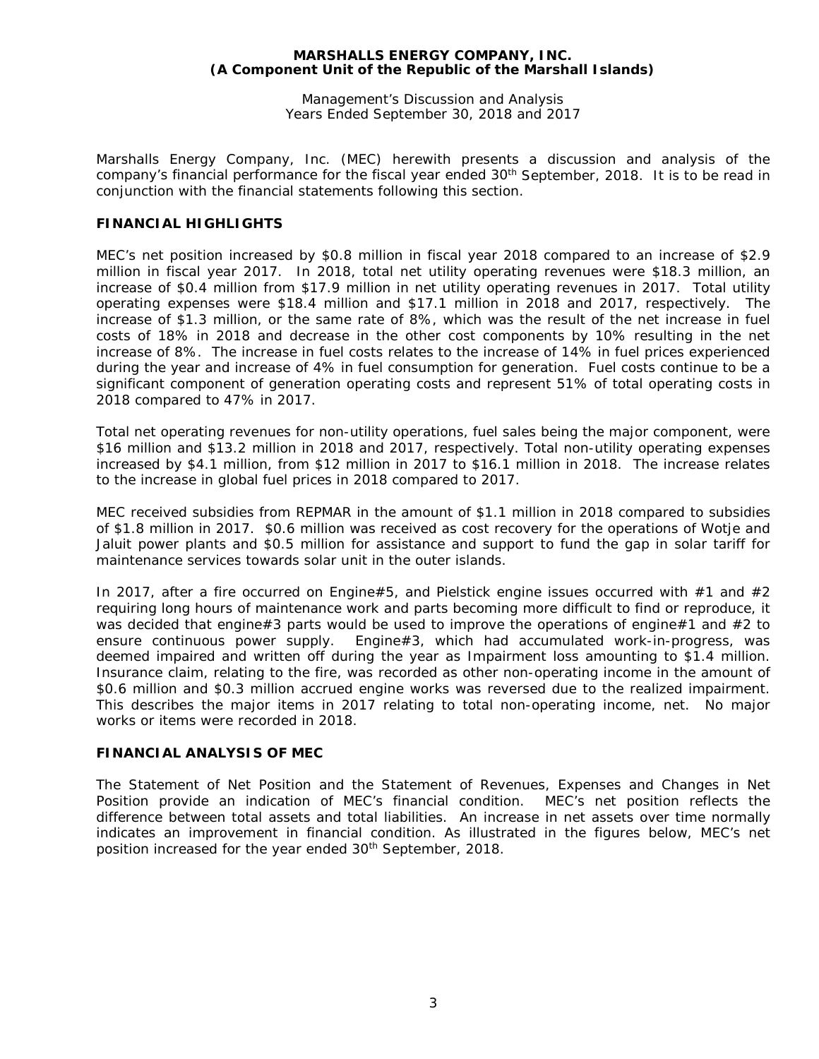**MARSHALLS ENERGY COMPANY, INC.**
**(A Component Unit of the Republic of the Marshall Islands)**

Management's Discussion and Analysis
Years Ended September 30, 2018 and 2017

Marshalls Energy Company, Inc. (MEC) herewith presents a discussion and analysis of the company's financial performance for the fiscal year ended 30th September, 2018. It is to be read in conjunction with the financial statements following this section.

## FINANCIAL HIGHLIGHTS

MEC's net position increased by $0.8 million in fiscal year 2018 compared to an increase of $2.9 million in fiscal year 2017. In 2018, total net utility operating revenues were $18.3 million, an increase of $0.4 million from $17.9 million in net utility operating revenues in 2017. Total utility operating expenses were $18.4 million and $17.1 million in 2018 and 2017, respectively. The increase of $1.3 million, or the same rate of 8%, which was the result of the net increase in fuel costs of 18% in 2018 and decrease in the other cost components by 10% resulting in the net increase of 8%. The increase in fuel costs relates to the increase of 14% in fuel prices experienced during the year and increase of 4% in fuel consumption for generation. Fuel costs continue to be a significant component of generation operating costs and represent 51% of total operating costs in 2018 compared to 47% in 2017.

Total net operating revenues for non-utility operations, fuel sales being the major component, were $16 million and $13.2 million in 2018 and 2017, respectively. Total non-utility operating expenses increased by $4.1 million, from $12 million in 2017 to $16.1 million in 2018. The increase relates to the increase in global fuel prices in 2018 compared to 2017.

MEC received subsidies from REPMAR in the amount of $1.1 million in 2018 compared to subsidies of $1.8 million in 2017. $0.6 million was received as cost recovery for the operations of Wotje and Jaluit power plants and $0.5 million for assistance and support to fund the gap in solar tariff for maintenance services towards solar unit in the outer islands.

In 2017, after a fire occurred on Engine#5, and Pielstick engine issues occurred with #1 and #2 requiring long hours of maintenance work and parts becoming more difficult to find or reproduce, it was decided that engine#3 parts would be used to improve the operations of engine#1 and #2 to ensure continuous power supply. Engine#3, which had accumulated work-in-progress, was deemed impaired and written off during the year as Impairment loss amounting to $1.4 million. Insurance claim, relating to the fire, was recorded as other non-operating income in the amount of $0.6 million and $0.3 million accrued engine works was reversed due to the realized impairment. This describes the major items in 2017 relating to total non-operating income, net. No major works or items were recorded in 2018.

## FINANCIAL ANALYSIS OF MEC

The Statement of Net Position and the Statement of Revenues, Expenses and Changes in Net Position provide an indication of MEC's financial condition. MEC's net position reflects the difference between total assets and total liabilities. An increase in net assets over time normally indicates an improvement in financial condition. As illustrated in the figures below, MEC's net position increased for the year ended 30th September, 2018.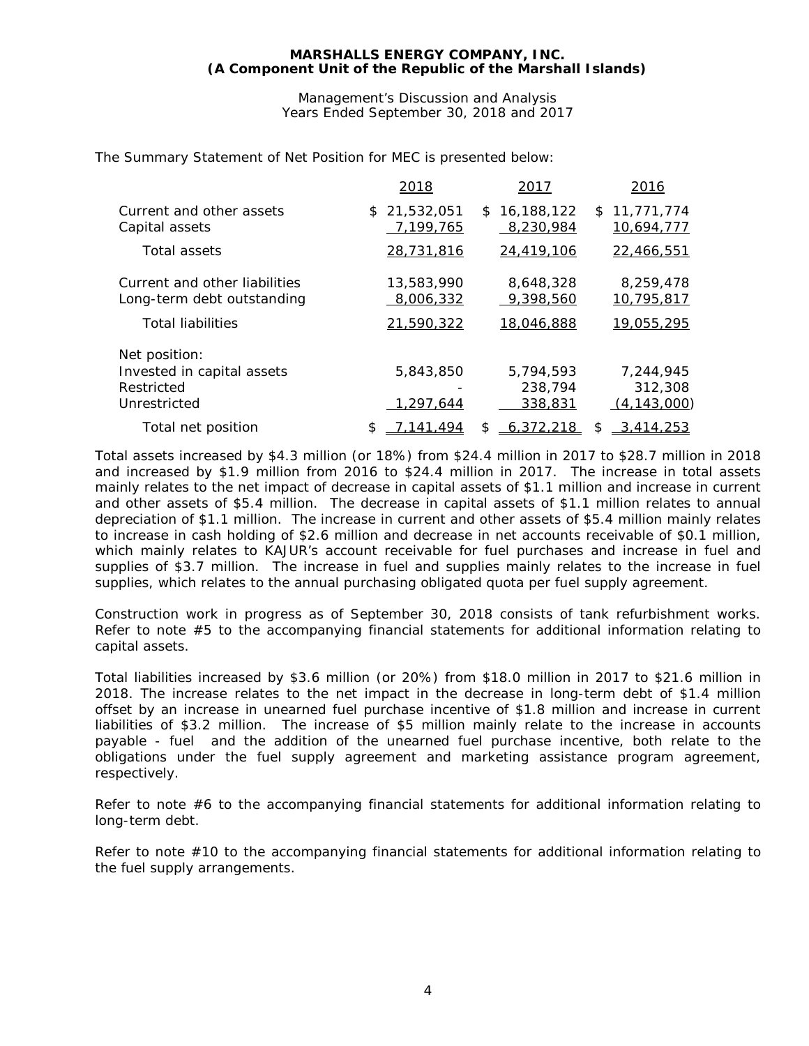The Summary Statement of Net Position for MEC is presented below:

| | 2018 | 2017 | 2016 |
|---|---|---|---|
| Current and other assets | $ 21,532,051 | $ 16,188,122 | $ 11,771,774 |
| Capital assets | 7,199,765 | 8,230,984 | 10,694,777 |
| Total assets | 28,731,816 | 24,419,106 | 22,466,551 |
| Current and other liabilities | 13,583,990 | 8,648,328 | 8,259,478 |
| Long-term debt outstanding | 8,006,332 | 9,398,560 | 10,795,817 |
| Total liabilities | 21,590,322 | 18,046,888 | 19,055,295 |
| Net position: | | | |
| Invested in capital assets | 5,843,850 | 5,794,593 | 7,244,945 |
| Restricted | - | 238,794 | 312,308 |
| Unrestricted | 1,297,644 | 338,831 | (4,143,000) |
| Total net position | $ 7,141,494 | $ 6,372,218 | $ 3,414,253 |

Total assets increased by $4.3 million (or 18%) from $24.4 million in 2017 to $28.7 million in 2018 and increased by $1.9 million from 2016 to $24.4 million in 2017. The increase in total assets mainly relates to the net impact of decrease in capital assets of $1.1 million and increase in current and other assets of $5.4 million. The decrease in capital assets of $1.1 million relates to annual depreciation of $1.1 million. The increase in current and other assets of $5.4 million mainly relates to increase in cash holding of $2.6 million and decrease in net accounts receivable of $0.1 million, which mainly relates to KAJUR's account receivable for fuel purchases and increase in fuel and supplies of $3.7 million. The increase in fuel and supplies mainly relates to the increase in fuel supplies, which relates to the annual purchasing obligated quota per fuel supply agreement.

Construction work in progress as of September 30, 2018 consists of tank refurbishment works. Refer to note #5 to the accompanying financial statements for additional information relating to capital assets.

Total liabilities increased by $3.6 million (or 20%) from $18.0 million in 2017 to $21.6 million in 2018. The increase relates to the net impact in the decrease in long-term debt of $1.4 million offset by an increase in unearned fuel purchase incentive of $1.8 million and increase in current liabilities of $3.2 million. The increase of $5 million mainly relate to the increase in accounts payable - fuel and the addition of the unearned fuel purchase incentive, both relate to the obligations under the fuel supply agreement and marketing assistance program agreement, respectively.

Refer to note #6 to the accompanying financial statements for additional information relating to long-term debt.

Refer to note #10 to the accompanying financial statements for additional information relating to the fuel supply arrangements.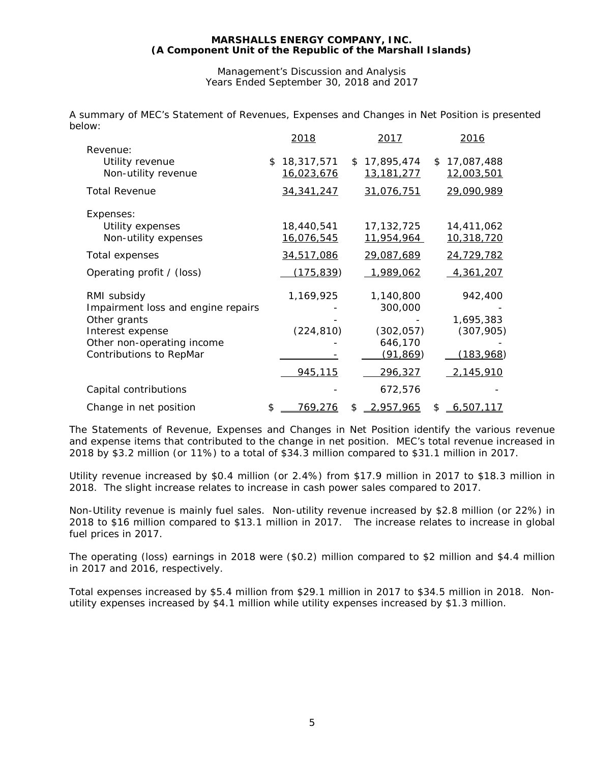**MARSHALLS ENERGY COMPANY, INC.**
**(A Component Unit of the Republic of the Marshall Islands)**

Management's Discussion and Analysis
Years Ended September 30, 2018 and 2017

A summary of MEC's Statement of Revenues, Expenses and Changes in Net Position is presented below:

| | 2018 | 2017 | 2016 |
|---|---|---|---|
| Revenue: | | | |
| Utility revenue | $ 18,317,571 | $ 17,895,474 | $ 17,087,488 |
| Non-utility revenue | 16,023,676 | 13,181,277 | 12,003,501 |
| Total Revenue | 34,341,247 | 31,076,751 | 29,090,989 |
| Expenses: | | | |
| Utility expenses | 18,440,541 | 17,132,725 | 14,411,062 |
| Non-utility expenses | 16,076,545 | 11,954,964 | 10,318,720 |
| Total expenses | 34,517,086 | 29,087,689 | 24,729,782 |
| Operating profit / (loss) | (175,839) | 1,989,062 | 4,361,207 |
| RMI subsidy | 1,169,925 | 1,140,800 | 942,400 |
| Impairment loss and engine repairs | - | 300,000 | - |
| Other grants | - | - | 1,695,383 |
| Interest expense | (224,810) | (302,057) | (307,905) |
| Other non-operating income | - | 646,170 | - |
| Contributions to RepMar | - | (91,869) | (183,968) |
| | 945,115 | 296,327 | 2,145,910 |
| Capital contributions | - | 672,576 | - |
| Change in net position | $ 769,276 | $ 2,957,965 | $ 6,507,117 |

The Statements of Revenue, Expenses and Changes in Net Position identify the various revenue and expense items that contributed to the change in net position. MEC's total revenue increased in 2018 by $3.2 million (or 11%) to a total of $34.3 million compared to $31.1 million in 2017.

Utility revenue increased by $0.4 million (or 2.4%) from $17.9 million in 2017 to $18.3 million in 2018. The slight increase relates to increase in cash power sales compared to 2017.

Non-Utility revenue is mainly fuel sales. Non-utility revenue increased by $2.8 million (or 22%) in 2018 to $16 million compared to $13.1 million in 2017. The increase relates to increase in global fuel prices in 2017.

The operating (loss) earnings in 2018 were ($0.2) million compared to $2 million and $4.4 million in 2017 and 2016, respectively.

Total expenses increased by $5.4 million from $29.1 million in 2017 to $34.5 million in 2018. Non-utility expenses increased by $4.1 million while utility expenses increased by $1.3 million.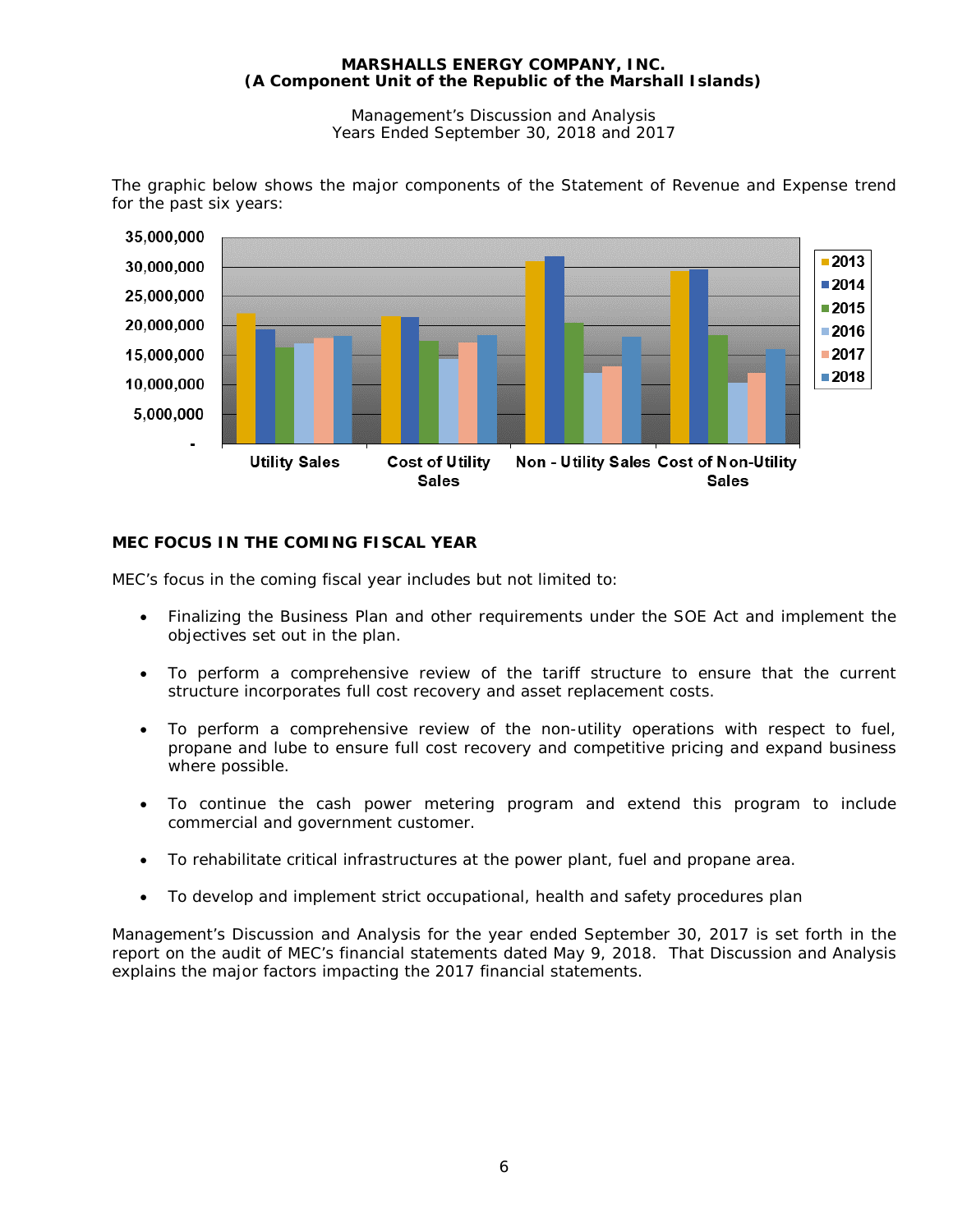**MARSHALLS ENERGY COMPANY, INC.**
**(A Component Unit of the Republic of the Marshall Islands)**

Management's Discussion and Analysis
Years Ended September 30, 2018 and 2017

The graphic below shows the major components of the Statement of Revenue and Expense trend for the past six years:

## MEC FOCUS IN THE COMING FISCAL YEAR

MEC's focus in the coming fiscal year includes but not limited to:

- Finalizing the Business Plan and other requirements under the SOE Act and implement the objectives set out in the plan.
- To perform a comprehensive review of the tariff structure to ensure that the current structure incorporates full cost recovery and asset replacement costs.
- To perform a comprehensive review of the non-utility operations with respect to fuel, propane and lube to ensure full cost recovery and competitive pricing and expand business where possible.
- To continue the cash power metering program and extend this program to include commercial and government customer.
- To rehabilitate critical infrastructures at the power plant, fuel and propane area.
- To develop and implement strict occupational, health and safety procedures plan

Management's Discussion and Analysis for the year ended September 30, 2017 is set forth in the report on the audit of MEC's financial statements dated May 9, 2018. That Discussion and Analysis explains the major factors impacting the 2017 financial statements.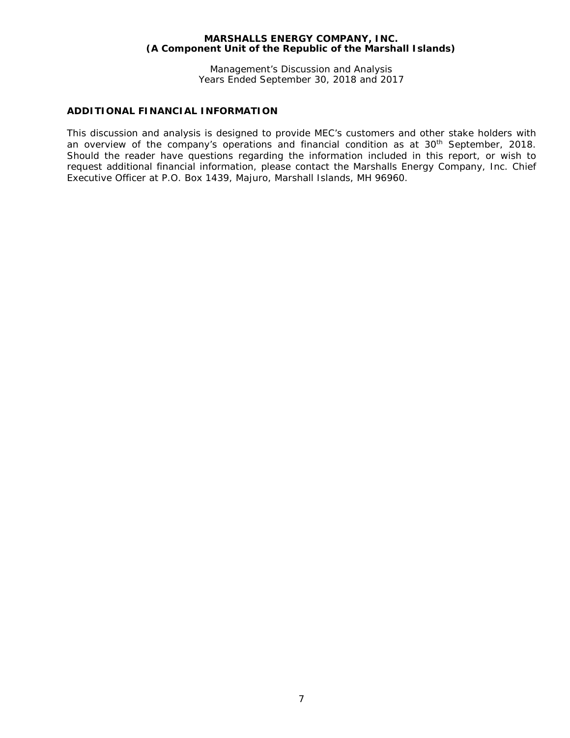## ADDITIONAL FINANCIAL INFORMATION

This discussion and analysis is designed to provide MEC's customers and other stake holders with an overview of the company's operations and financial condition as at 30th September, 2018. Should the reader have questions regarding the information included in this report, or wish to request additional financial information, please contact the Marshalls Energy Company, Inc. Chief Executive Officer at P.O. Box 1439, Majuro, Marshall Islands, MH 96960.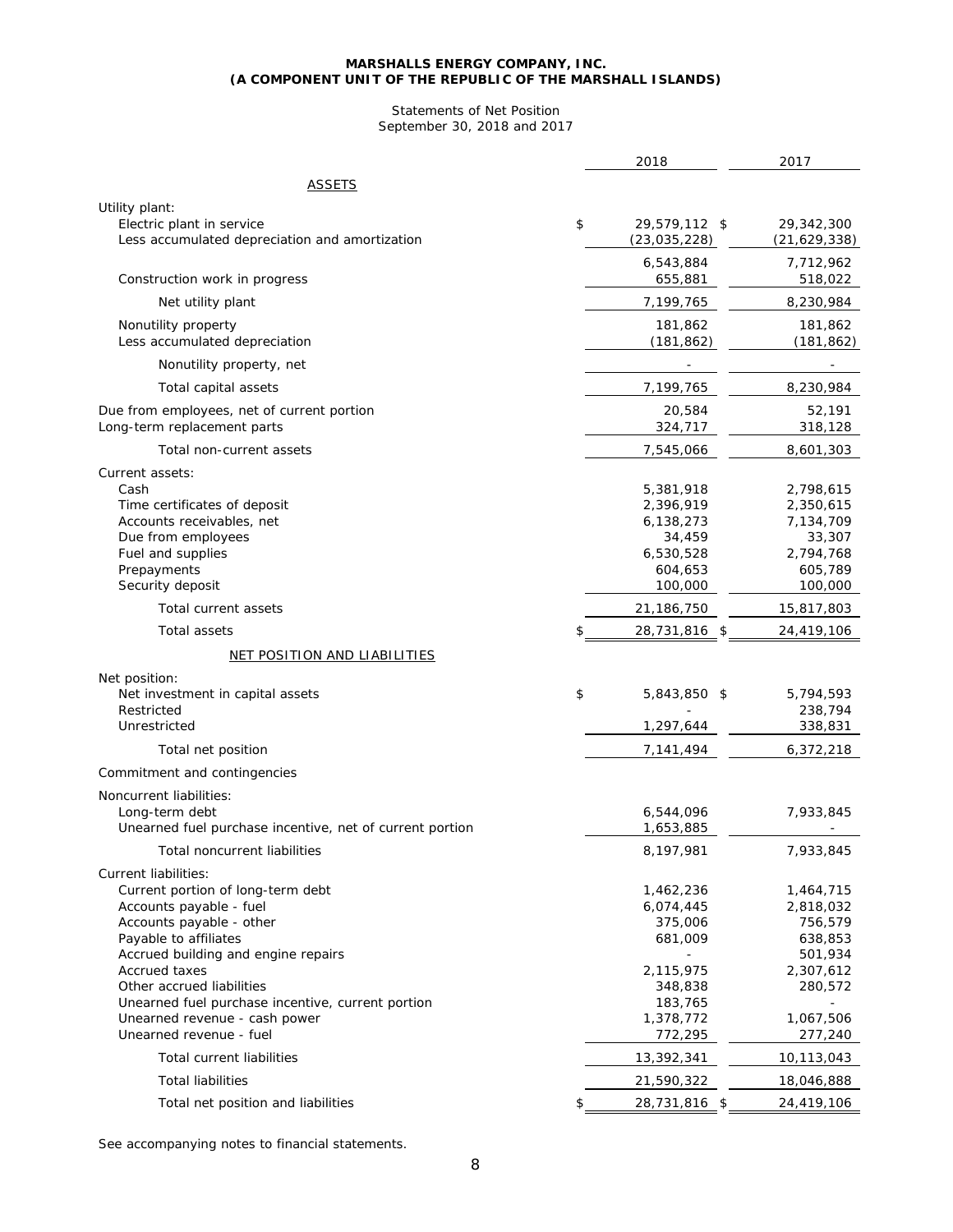**MARSHALLS ENERGY COMPANY, INC.**
**(A COMPONENT UNIT OF THE REPUBLIC OF THE MARSHALL ISLANDS)**

Statements of Net Position
September 30, 2018 and 2017

| | 2018 | 2017 |
|---|---|---|
| ASSETS | | |
| Utility plant: | | |
| Electric plant in service | $ 29,579,112 | $ 29,342,300 |
| Less accumulated depreciation and amortization | (23,035,228) | (21,629,338) |
| | 6,543,884 | 7,712,962 |
| Construction work in progress | 655,881 | 518,022 |
| Net utility plant | 7,199,765 | 8,230,984 |
| Nonutility property | 181,862 | 181,862 |
| Less accumulated depreciation | (181,862) | (181,862) |
| Nonutility property, net | - | - |
| Total capital assets | 7,199,765 | 8,230,984 |
| Due from employees, net of current portion | 20,584 | 52,191 |
| Long-term replacement parts | 324,717 | 318,128 |
| Total non-current assets | 7,545,066 | 8,601,303 |
| Current assets: | | |
| Cash | 5,381,918 | 2,798,615 |
| Time certificates of deposit | 2,396,919 | 2,350,615 |
| Accounts receivables, net | 6,138,273 | 7,134,709 |
| Due from employees | 34,459 | 33,307 |
| Fuel and supplies | 6,530,528 | 2,794,768 |
| Prepayments | 604,653 | 605,789 |
| Security deposit | 100,000 | 100,000 |
| Total current assets | 21,186,750 | 15,817,803 |
| Total assets | $ 28,731,816 | $ 24,419,106 |
| NET POSITION AND LIABILITIES | | |
| Net position: | | |
| Net investment in capital assets | $ 5,843,850 | $ 5,794,593 |
| Restricted | - | 238,794 |
| Unrestricted | 1,297,644 | 338,831 |
| Total net position | 7,141,494 | 6,372,218 |
| Commitment and contingencies | | |
| Noncurrent liabilities: | | |
| Long-term debt | 6,544,096 | 7,933,845 |
| Unearned fuel purchase incentive, net of current portion | 1,653,885 | - |
| Total noncurrent liabilities | 8,197,981 | 7,933,845 |
| Current liabilities: | | |
| Current portion of long-term debt | 1,462,236 | 1,464,715 |
| Accounts payable - fuel | 6,074,445 | 2,818,032 |
| Accounts payable - other | 375,006 | 756,579 |
| Payable to affiliates | 681,009 | 638,853 |
| Accrued building and engine repairs | - | 501,934 |
| Accrued taxes | 2,115,975 | 2,307,612 |
| Other accrued liabilities | 348,838 | 280,572 |
| Unearned fuel purchase incentive, current portion | 183,765 | - |
| Unearned revenue - cash power | 1,378,772 | 1,067,506 |
| Unearned revenue - fuel | 772,295 | 277,240 |
| Total current liabilities | 13,392,341 | 10,113,043 |
| Total liabilities | 21,590,322 | 18,046,888 |
| Total net position and liabilities | $ 28,731,816 | $ 24,419,106 |

See accompanying notes to financial statements.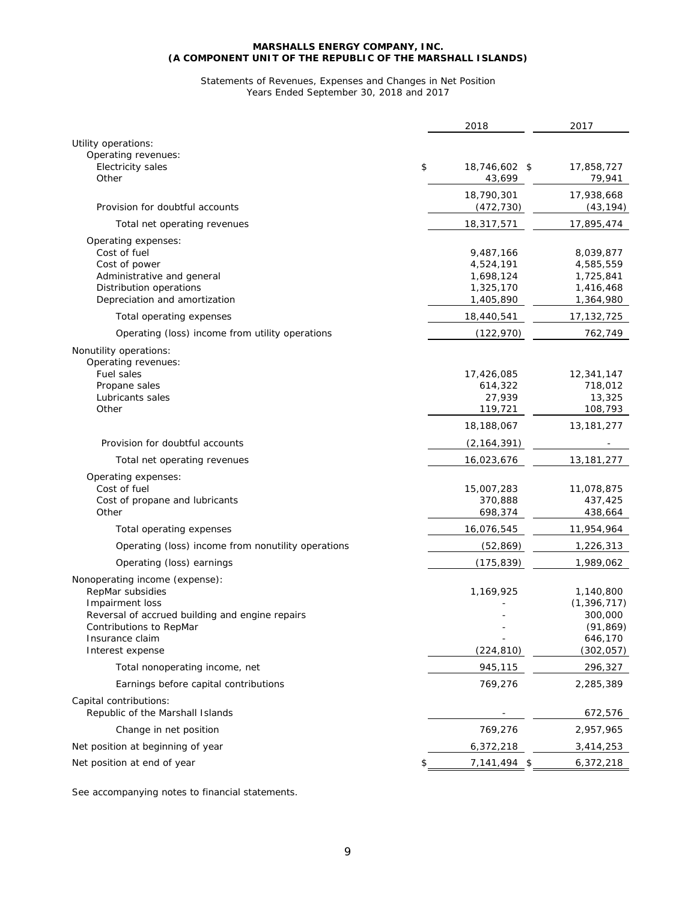**MARSHALLS ENERGY COMPANY, INC.**
**(A COMPONENT UNIT OF THE REPUBLIC OF THE MARSHALL ISLANDS)**

Statements of Revenues, Expenses and Changes in Net Position
Years Ended September 30, 2018 and 2017

| | 2018 | 2017 |
|---|---|---|
| Utility operations: | | |
| Operating revenues: | | |
| Electricity sales | $ 18,746,602 | $ 17,858,727 |
| Other | 43,699 | 79,941 |
| | 18,790,301 | 17,938,668 |
| Provision for doubtful accounts | (472,730) | (43,194) |
| Total net operating revenues | 18,317,571 | 17,895,474 |
| Operating expenses: | | |
| Cost of fuel | 9,487,166 | 8,039,877 |
| Cost of power | 4,524,191 | 4,585,559 |
| Administrative and general | 1,698,124 | 1,725,841 |
| Distribution operations | 1,325,170 | 1,416,468 |
| Depreciation and amortization | 1,405,890 | 1,364,980 |
| Total operating expenses | 18,440,541 | 17,132,725 |
| Operating (loss) income from utility operations | (122,970) | 762,749 |
| Nonutility operations: | | |
| Operating revenues: | | |
| Fuel sales | 17,426,085 | 12,341,147 |
| Propane sales | 614,322 | 718,012 |
| Lubricants sales | 27,939 | 13,325 |
| Other | 119,721 | 108,793 |
| | 18,188,067 | 13,181,277 |
| Provision for doubtful accounts | (2,164,391) | - |
| Total net operating revenues | 16,023,676 | 13,181,277 |
| Operating expenses: | | |
| Cost of fuel | 15,007,283 | 11,078,875 |
| Cost of propane and lubricants | 370,888 | 437,425 |
| Other | 698,374 | 438,664 |
| Total operating expenses | 16,076,545 | 11,954,964 |
| Operating (loss) income from nonutility operations | (52,869) | 1,226,313 |
| Operating (loss) earnings | (175,839) | 1,989,062 |
| Nonoperating income (expense): | | |
| RepMar subsidies | 1,169,925 | 1,140,800 |
| Impairment loss | - | (1,396,717) |
| Reversal of accrued building and engine repairs | - | 300,000 |
| Contributions to RepMar | - | (91,869) |
| Insurance claim | - | 646,170 |
| Interest expense | (224,810) | (302,057) |
| Total nonoperating income, net | 945,115 | 296,327 |
| Earnings before capital contributions | 769,276 | 2,285,389 |
| Capital contributions: | | |
| Republic of the Marshall Islands | - | 672,576 |
| Change in net position | 769,276 | 2,957,965 |
| Net position at beginning of year | 6,372,218 | 3,414,253 |
| Net position at end of year | $ 7,141,494 | $ 6,372,218 |

See accompanying notes to financial statements.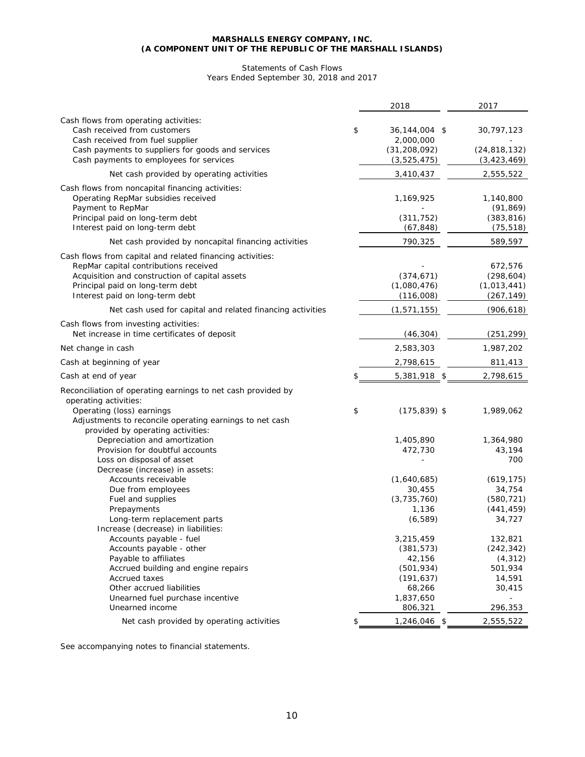**MARSHALLS ENERGY COMPANY, INC.**
**(A COMPONENT UNIT OF THE REPUBLIC OF THE MARSHALL ISLANDS)**

Statements of Cash Flows
Years Ended September 30, 2018 and 2017

| | 2018 | 2017 |
|---|---|---|
| Cash flows from operating activities: | | |
| Cash received from customers | $ 36,144,004 | $ 30,797,123 |
| Cash received from fuel supplier | 2,000,000 | - |
| Cash payments to suppliers for goods and services | (31,208,092) | (24,818,132) |
| Cash payments to employees for services | (3,525,475) | (3,423,469) |
| Net cash provided by operating activities | 3,410,437 | 2,555,522 |
| Cash flows from noncapital financing activities: | | |
| Operating RepMar subsidies received | 1,169,925 | 1,140,800 |
| Payment to RepMar | - | (91,869) |
| Principal paid on long-term debt | (311,752) | (383,816) |
| Interest paid on long-term debt | (67,848) | (75,518) |
| Net cash provided by noncapital financing activities | 790,325 | 589,597 |
| Cash flows from capital and related financing activities: | | |
| RepMar capital contributions received | - | 672,576 |
| Acquisition and construction of capital assets | (374,671) | (298,604) |
| Principal paid on long-term debt | (1,080,476) | (1,013,441) |
| Interest paid on long-term debt | (116,008) | (267,149) |
| Net cash used for capital and related financing activities | (1,571,155) | (906,618) |
| Cash flows from investing activities: | | |
| Net increase in time certificates of deposit | (46,304) | (251,299) |
| Net change in cash | 2,583,303 | 1,987,202 |
| Cash at beginning of year | 2,798,615 | 811,413 |
| Cash at end of year | $ 5,381,918 | $ 2,798,615 |
| Reconciliation of operating earnings to net cash provided by operating activities: | | |
| Operating (loss) earnings | $ (175,839) | $ 1,989,062 |
| Adjustments to reconcile operating earnings to net cash provided by operating activities: | | |
| Depreciation and amortization | 1,405,890 | 1,364,980 |
| Provision for doubtful accounts | 472,730 | 43,194 |
| Loss on disposal of asset | - | 700 |
| Decrease (increase) in assets: | | |
| Accounts receivable | (1,640,685) | (619,175) |
| Due from employees | 30,455 | 34,754 |
| Fuel and supplies | (3,735,760) | (580,721) |
| Prepayments | 1,136 | (441,459) |
| Long-term replacement parts | (6,589) | 34,727 |
| Increase (decrease) in liabilities: | | |
| Accounts payable - fuel | 3,215,459 | 132,821 |
| Accounts payable - other | (381,573) | (242,342) |
| Payable to affiliates | 42,156 | (4,312) |
| Accrued building and engine repairs | (501,934) | 501,934 |
| Accrued taxes | (191,637) | 14,591 |
| Other accrued liabilities | 68,266 | 30,415 |
| Unearned fuel purchase incentive | 1,837,650 | - |
| Unearned income | 806,321 | 296,353 |
| Net cash provided by operating activities | $ 1,246,046 | $ 2,555,522 |

See accompanying notes to financial statements.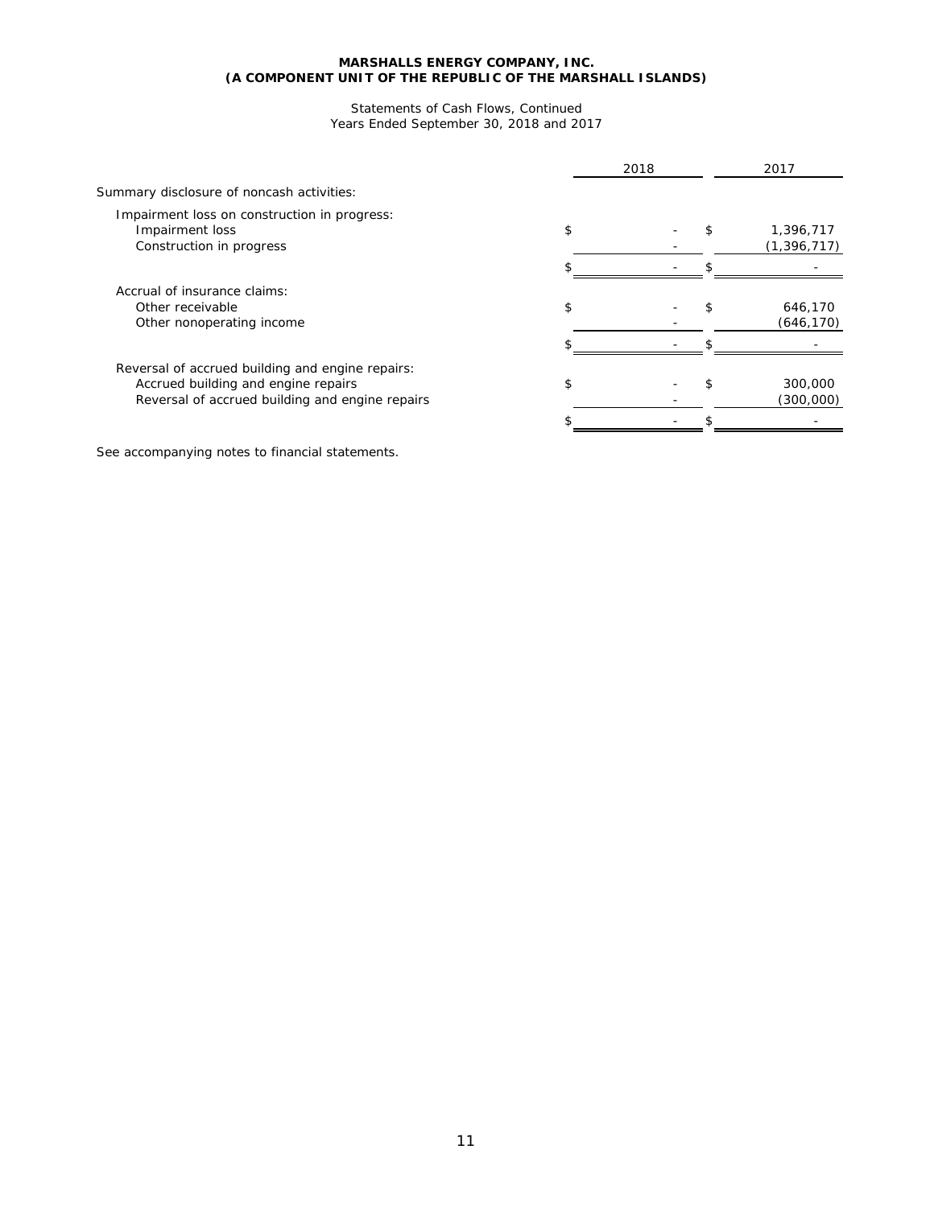**MARSHALLS ENERGY COMPANY, INC.**
**(A COMPONENT UNIT OF THE REPUBLIC OF THE MARSHALL ISLANDS)**

Statements of Cash Flows, Continued
Years Ended September 30, 2018 and 2017

| | 2018 | 2017 |
|---|---|---|
| Summary disclosure of noncash activities: | | |
| Impairment loss on construction in progress: | | |
| Impairment loss | $ - | $ 1,396,717 |
| Construction in progress | - | (1,396,717) |
| | $ - | $ - |
| Accrual of insurance claims: | | |
| Other receivable | $ - | $ 646,170 |
| Other nonoperating income | - | (646,170) |
| | $ - | $ - |
| Reversal of accrued building and engine repairs: | | |
| Accrued building and engine repairs | $ - | $ 300,000 |
| Reversal of accrued building and engine repairs | - | (300,000) |
| | $ - | $ - |

See accompanying notes to financial statements.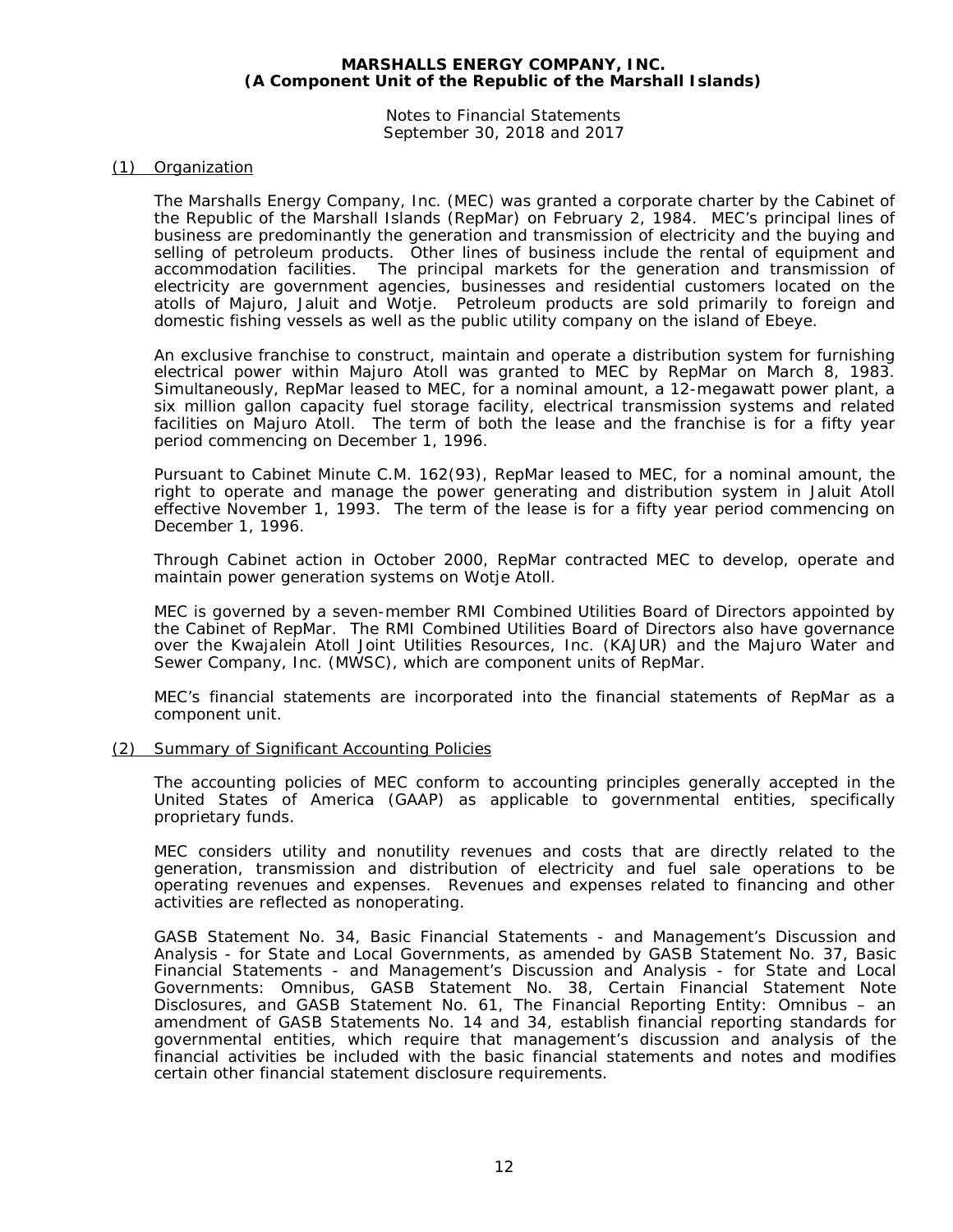# MARSHALLS ENERGY COMPANY, INC.
## (A Component Unit of the Republic of the Marshall Islands)

Notes to Financial Statements
September 30, 2018 and 2017

## (1) Organization

The Marshalls Energy Company, Inc. (MEC) was granted a corporate charter by the Cabinet of the Republic of the Marshall Islands (RepMar) on February 2, 1984. MEC's principal lines of business are predominantly the generation and transmission of electricity and the buying and selling of petroleum products. Other lines of business include the rental of equipment and accommodation facilities. The principal markets for the generation and transmission of electricity are government agencies, businesses and residential customers located on the atolls of Majuro, Jaluit and Wotje. Petroleum products are sold primarily to foreign and domestic fishing vessels as well as the public utility company on the island of Ebeye.

An exclusive franchise to construct, maintain and operate a distribution system for furnishing electrical power within Majuro Atoll was granted to MEC by RepMar on March 8, 1983. Simultaneously, RepMar leased to MEC, for a nominal amount, a 12-megawatt power plant, a six million gallon capacity fuel storage facility, electrical transmission systems and related facilities on Majuro Atoll. The term of both the lease and the franchise is for a fifty year period commencing on December 1, 1996.

Pursuant to Cabinet Minute C.M. 162(93), RepMar leased to MEC, for a nominal amount, the right to operate and manage the power generating and distribution system in Jaluit Atoll effective November 1, 1993. The term of the lease is for a fifty year period commencing on December 1, 1996.

Through Cabinet action in October 2000, RepMar contracted MEC to develop, operate and maintain power generation systems on Wotje Atoll.

MEC is governed by a seven-member RMI Combined Utilities Board of Directors appointed by the Cabinet of RepMar. The RMI Combined Utilities Board of Directors also have governance over the Kwajalein Atoll Joint Utilities Resources, Inc. (KAJUR) and the Majuro Water and Sewer Company, Inc. (MWSC), which are component units of RepMar.

MEC's financial statements are incorporated into the financial statements of RepMar as a component unit.

## (2) Summary of Significant Accounting Policies

The accounting policies of MEC conform to accounting principles generally accepted in the United States of America (GAAP) as applicable to governmental entities, specifically proprietary funds.

MEC considers utility and nonutility revenues and costs that are directly related to the generation, transmission and distribution of electricity and fuel sale operations to be operating revenues and expenses. Revenues and expenses related to financing and other activities are reflected as nonoperating.

GASB Statement No. 34, Basic Financial Statements - and Management's Discussion and Analysis - for State and Local Governments, as amended by GASB Statement No. 37, Basic Financial Statements - and Management's Discussion and Analysis - for State and Local Governments: Omnibus, GASB Statement No. 38, Certain Financial Statement Note Disclosures, and GASB Statement No. 61, The Financial Reporting Entity: Omnibus – an amendment of GASB Statements No. 14 and 34, establish financial reporting standards for governmental entities, which require that management's discussion and analysis of the financial activities be included with the basic financial statements and notes and modifies certain other financial statement disclosure requirements.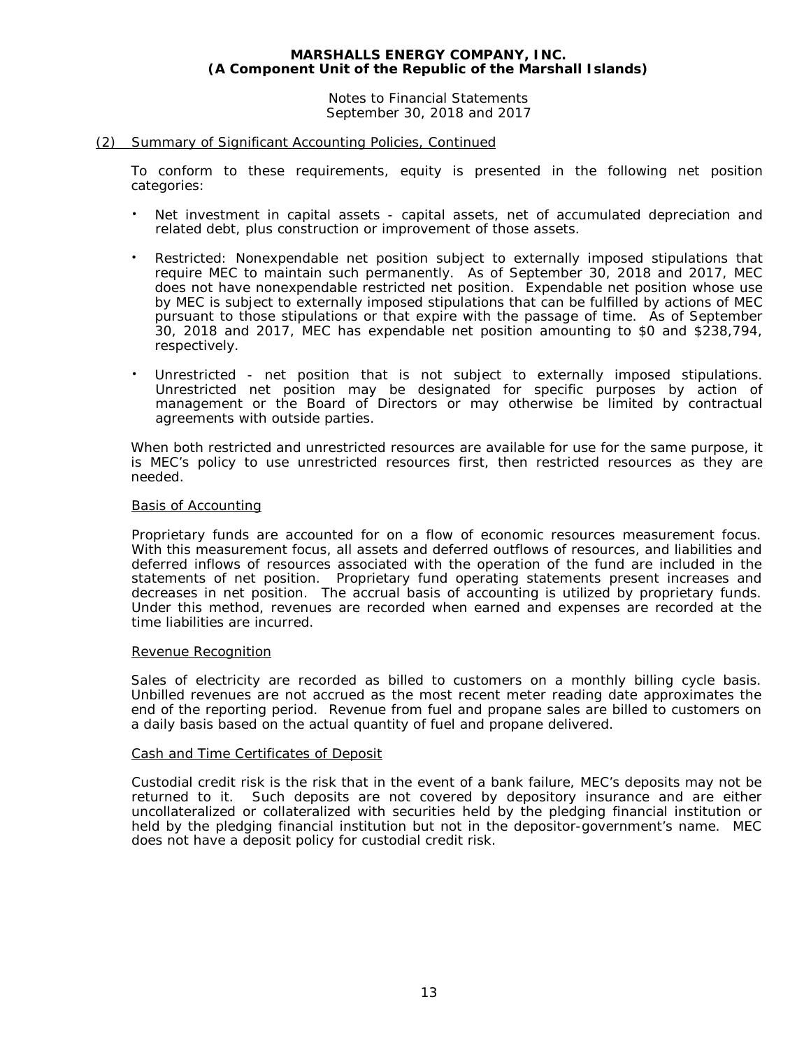# MARSHALLS ENERGY COMPANY, INC.
## (A Component Unit of the Republic of the Marshall Islands)

Notes to Financial Statements
September 30, 2018 and 2017

## (2) Summary of Significant Accounting Policies, Continued

To conform to these requirements, equity is presented in the following net position categories:

- Net investment in capital assets - capital assets, net of accumulated depreciation and related debt, plus construction or improvement of those assets.
- Restricted: Nonexpendable net position subject to externally imposed stipulations that require MEC to maintain such permanently. As of September 30, 2018 and 2017, MEC does not have nonexpendable restricted net position. Expendable net position whose use by MEC is subject to externally imposed stipulations that can be fulfilled by actions of MEC pursuant to those stipulations or that expire with the passage of time. As of September 30, 2018 and 2017, MEC has expendable net position amounting to $0 and $238,794, respectively.
- Unrestricted - net position that is not subject to externally imposed stipulations. Unrestricted net position may be designated for specific purposes by action of management or the Board of Directors or may otherwise be limited by contractual agreements with outside parties.

When both restricted and unrestricted resources are available for use for the same purpose, it is MEC's policy to use unrestricted resources first, then restricted resources as they are needed.

### Basis of Accounting

Proprietary funds are accounted for on a flow of economic resources measurement focus. With this measurement focus, all assets and deferred outflows of resources, and liabilities and deferred inflows of resources associated with the operation of the fund are included in the statements of net position. Proprietary fund operating statements present increases and decreases in net position. The accrual basis of accounting is utilized by proprietary funds. Under this method, revenues are recorded when earned and expenses are recorded at the time liabilities are incurred.

### Revenue Recognition

Sales of electricity are recorded as billed to customers on a monthly billing cycle basis. Unbilled revenues are not accrued as the most recent meter reading date approximates the end of the reporting period. Revenue from fuel and propane sales are billed to customers on a daily basis based on the actual quantity of fuel and propane delivered.

### Cash and Time Certificates of Deposit

Custodial credit risk is the risk that in the event of a bank failure, MEC's deposits may not be returned to it. Such deposits are not covered by depository insurance and are either uncollateralized or collateralized with securities held by the pledging financial institution or held by the pledging financial institution but not in the depositor-government's name. MEC does not have a deposit policy for custodial credit risk.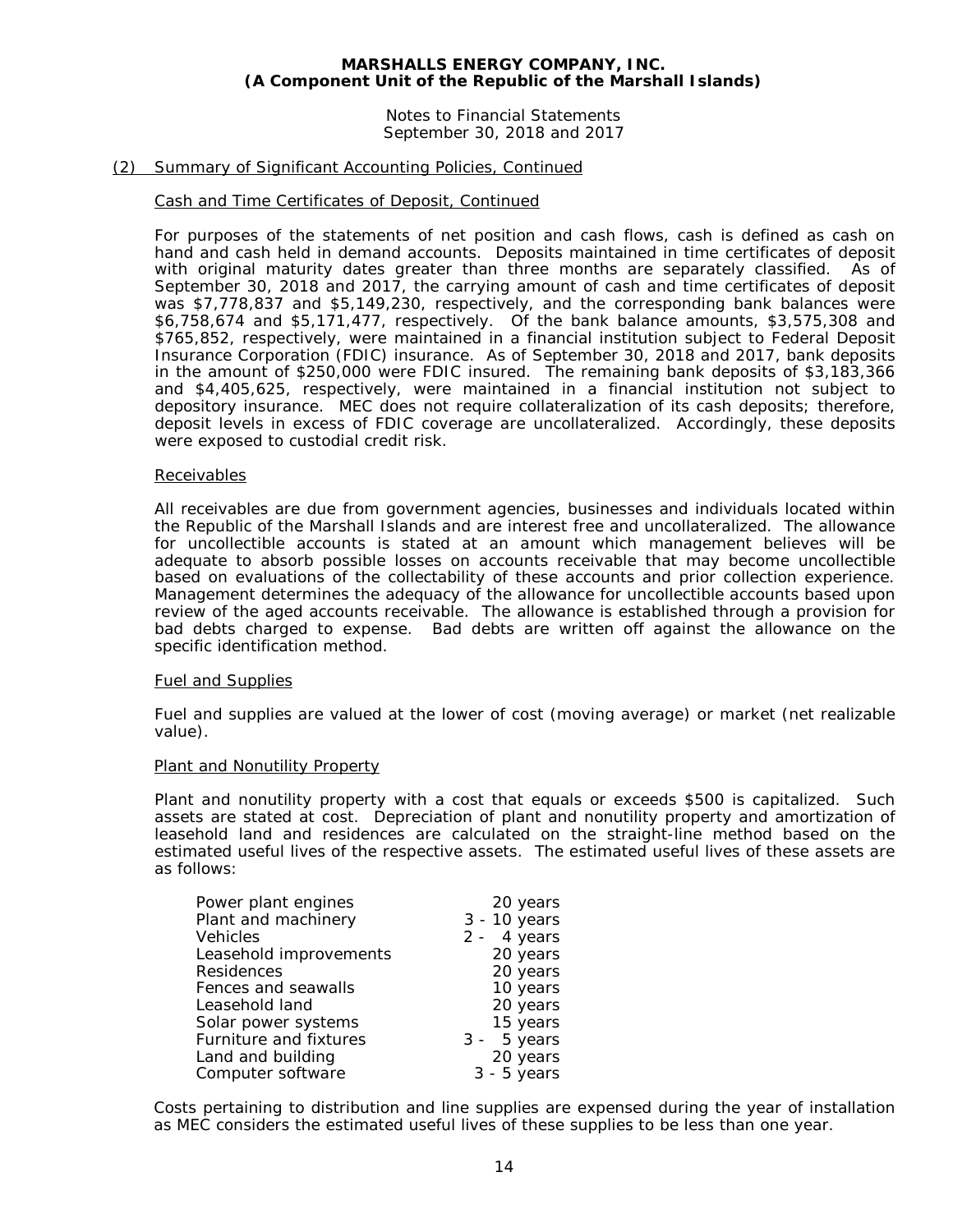**MARSHALLS ENERGY COMPANY, INC.**
**(A Component Unit of the Republic of the Marshall Islands)**

Notes to Financial Statements
September 30, 2018 and 2017

(2) Summary of Significant Accounting Policies, Continued

Cash and Time Certificates of Deposit, Continued

For purposes of the statements of net position and cash flows, cash is defined as cash on hand and cash held in demand accounts. Deposits maintained in time certificates of deposit with original maturity dates greater than three months are separately classified. As of September 30, 2018 and 2017, the carrying amount of cash and time certificates of deposit was $7,778,837 and $5,149,230, respectively, and the corresponding bank balances were $6,758,674 and $5,171,477, respectively. Of the bank balance amounts, $3,575,308 and $765,852, respectively, were maintained in a financial institution subject to Federal Deposit Insurance Corporation (FDIC) insurance. As of September 30, 2018 and 2017, bank deposits in the amount of $250,000 were FDIC insured. The remaining bank deposits of $3,183,366 and $4,405,625, respectively, were maintained in a financial institution not subject to depository insurance. MEC does not require collateralization of its cash deposits; therefore, deposit levels in excess of FDIC coverage are uncollateralized. Accordingly, these deposits were exposed to custodial credit risk.

Receivables

All receivables are due from government agencies, businesses and individuals located within the Republic of the Marshall Islands and are interest free and uncollateralized. The allowance for uncollectible accounts is stated at an amount which management believes will be adequate to absorb possible losses on accounts receivable that may become uncollectible based on evaluations of the collectability of these accounts and prior collection experience. Management determines the adequacy of the allowance for uncollectible accounts based upon review of the aged accounts receivable. The allowance is established through a provision for bad debts charged to expense. Bad debts are written off against the allowance on the specific identification method.

Fuel and Supplies

Fuel and supplies are valued at the lower of cost (moving average) or market (net realizable value).

Plant and Nonutility Property

Plant and nonutility property with a cost that equals or exceeds $500 is capitalized. Such assets are stated at cost. Depreciation of plant and nonutility property and amortization of leasehold land and residences are calculated on the straight-line method based on the estimated useful lives of the respective assets. The estimated useful lives of these assets are as follows:

| | |
|---|---|
| Power plant engines | 20 years |
| Plant and machinery | 3 - 10 years |
| Vehicles | 2 - 4 years |
| Leasehold improvements | 20 years |
| Residences | 20 years |
| Fences and seawalls | 10 years |
| Leasehold land | 20 years |
| Solar power systems | 15 years |
| Furniture and fixtures | 3 - 5 years |
| Land and building | 20 years |
| Computer software | 3 - 5 years |

Costs pertaining to distribution and line supplies are expensed during the year of installation as MEC considers the estimated useful lives of these supplies to be less than one year.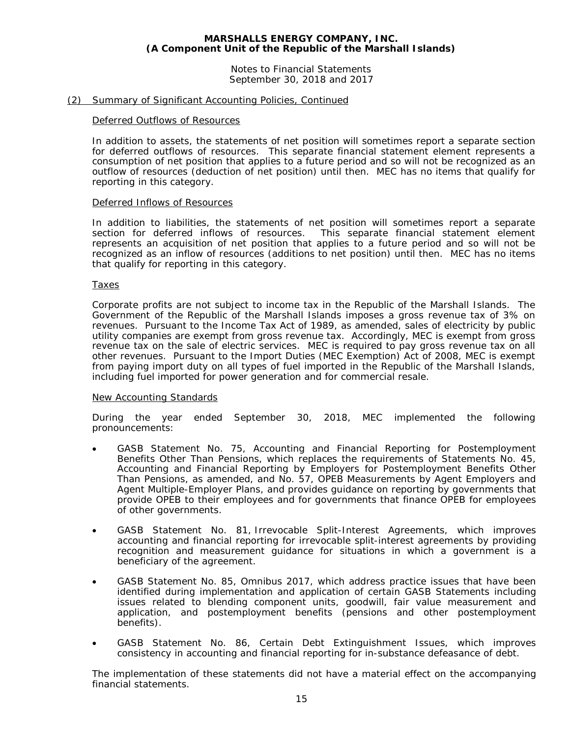## (2) Summary of Significant Accounting Policies, Continued

### Deferred Outflows of Resources

In addition to assets, the statements of net position will sometimes report a separate section for deferred outflows of resources. This separate financial statement element represents a consumption of net position that applies to a future period and so will not be recognized as an outflow of resources (deduction of net position) until then. MEC has no items that qualify for reporting in this category.

### Deferred Inflows of Resources

In addition to liabilities, the statements of net position will sometimes report a separate section for deferred inflows of resources. This separate financial statement element represents an acquisition of net position that applies to a future period and so will not be recognized as an inflow of resources (additions to net position) until then. MEC has no items that qualify for reporting in this category.

### Taxes

Corporate profits are not subject to income tax in the Republic of the Marshall Islands. The Government of the Republic of the Marshall Islands imposes a gross revenue tax of 3% on revenues. Pursuant to the Income Tax Act of 1989, as amended, sales of electricity by public utility companies are exempt from gross revenue tax. Accordingly, MEC is exempt from gross revenue tax on the sale of electric services. MEC is required to pay gross revenue tax on all other revenues. Pursuant to the Import Duties (MEC Exemption) Act of 2008, MEC is exempt from paying import duty on all types of fuel imported in the Republic of the Marshall Islands, including fuel imported for power generation and for commercial resale.

### New Accounting Standards

During the year ended September 30, 2018, MEC implemented the following pronouncements:

- GASB Statement No. 75, Accounting and Financial Reporting for Postemployment Benefits Other Than Pensions, which replaces the requirements of Statements No. 45, Accounting and Financial Reporting by Employers for Postemployment Benefits Other Than Pensions, as amended, and No. 57, OPEB Measurements by Agent Employers and Agent Multiple-Employer Plans, and provides guidance on reporting by governments that provide OPEB to their employees and for governments that finance OPEB for employees of other governments.

- GASB Statement No. 81, Irrevocable Split-Interest Agreements, which improves accounting and financial reporting for irrevocable split-interest agreements by providing recognition and measurement guidance for situations in which a government is a beneficiary of the agreement.

- GASB Statement No. 85, Omnibus 2017, which address practice issues that have been identified during implementation and application of certain GASB Statements including issues related to blending component units, goodwill, fair value measurement and application, and postemployment benefits (pensions and other postemployment benefits).

- GASB Statement No. 86, Certain Debt Extinguishment Issues, which improves consistency in accounting and financial reporting for in-substance defeasance of debt.

The implementation of these statements did not have a material effect on the accompanying financial statements.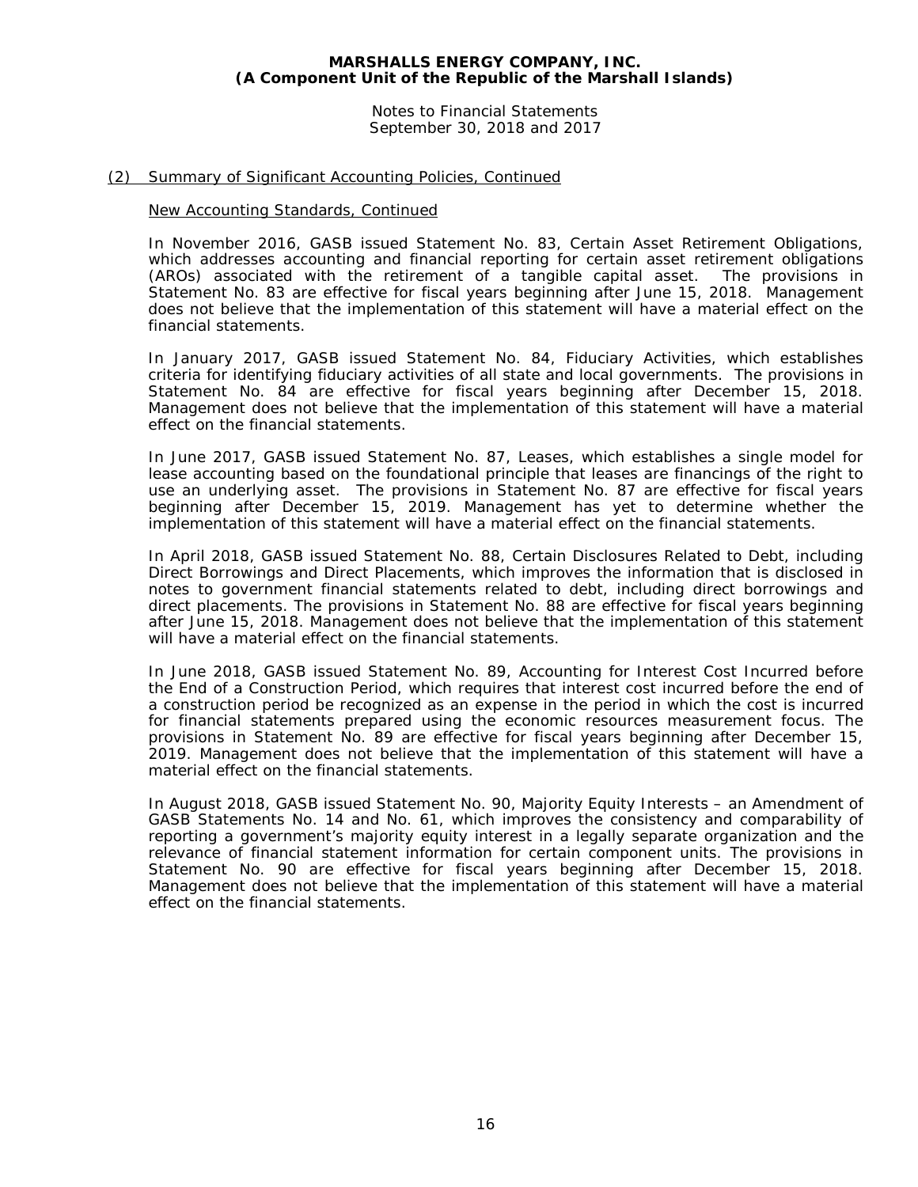## (2) Summary of Significant Accounting Policies, Continued

### New Accounting Standards, Continued

In November 2016, GASB issued Statement No. 83, Certain Asset Retirement Obligations, which addresses accounting and financial reporting for certain asset retirement obligations (AROs) associated with the retirement of a tangible capital asset. The provisions in Statement No. 83 are effective for fiscal years beginning after June 15, 2018. Management does not believe that the implementation of this statement will have a material effect on the financial statements.

In January 2017, GASB issued Statement No. 84, Fiduciary Activities, which establishes criteria for identifying fiduciary activities of all state and local governments. The provisions in Statement No. 84 are effective for fiscal years beginning after December 15, 2018. Management does not believe that the implementation of this statement will have a material effect on the financial statements.

In June 2017, GASB issued Statement No. 87, Leases, which establishes a single model for lease accounting based on the foundational principle that leases are financings of the right to use an underlying asset. The provisions in Statement No. 87 are effective for fiscal years beginning after December 15, 2019. Management has yet to determine whether the implementation of this statement will have a material effect on the financial statements.

In April 2018, GASB issued Statement No. 88, Certain Disclosures Related to Debt, including Direct Borrowings and Direct Placements, which improves the information that is disclosed in notes to government financial statements related to debt, including direct borrowings and direct placements. The provisions in Statement No. 88 are effective for fiscal years beginning after June 15, 2018. Management does not believe that the implementation of this statement will have a material effect on the financial statements.

In June 2018, GASB issued Statement No. 89, Accounting for Interest Cost Incurred before the End of a Construction Period, which requires that interest cost incurred before the end of a construction period be recognized as an expense in the period in which the cost is incurred for financial statements prepared using the economic resources measurement focus. The provisions in Statement No. 89 are effective for fiscal years beginning after December 15, 2019. Management does not believe that the implementation of this statement will have a material effect on the financial statements.

In August 2018, GASB issued Statement No. 90, Majority Equity Interests – an Amendment of GASB Statements No. 14 and No. 61, which improves the consistency and comparability of reporting a government's majority equity interest in a legally separate organization and the relevance of financial statement information for certain component units. The provisions in Statement No. 90 are effective for fiscal years beginning after December 15, 2018. Management does not believe that the implementation of this statement will have a material effect on the financial statements.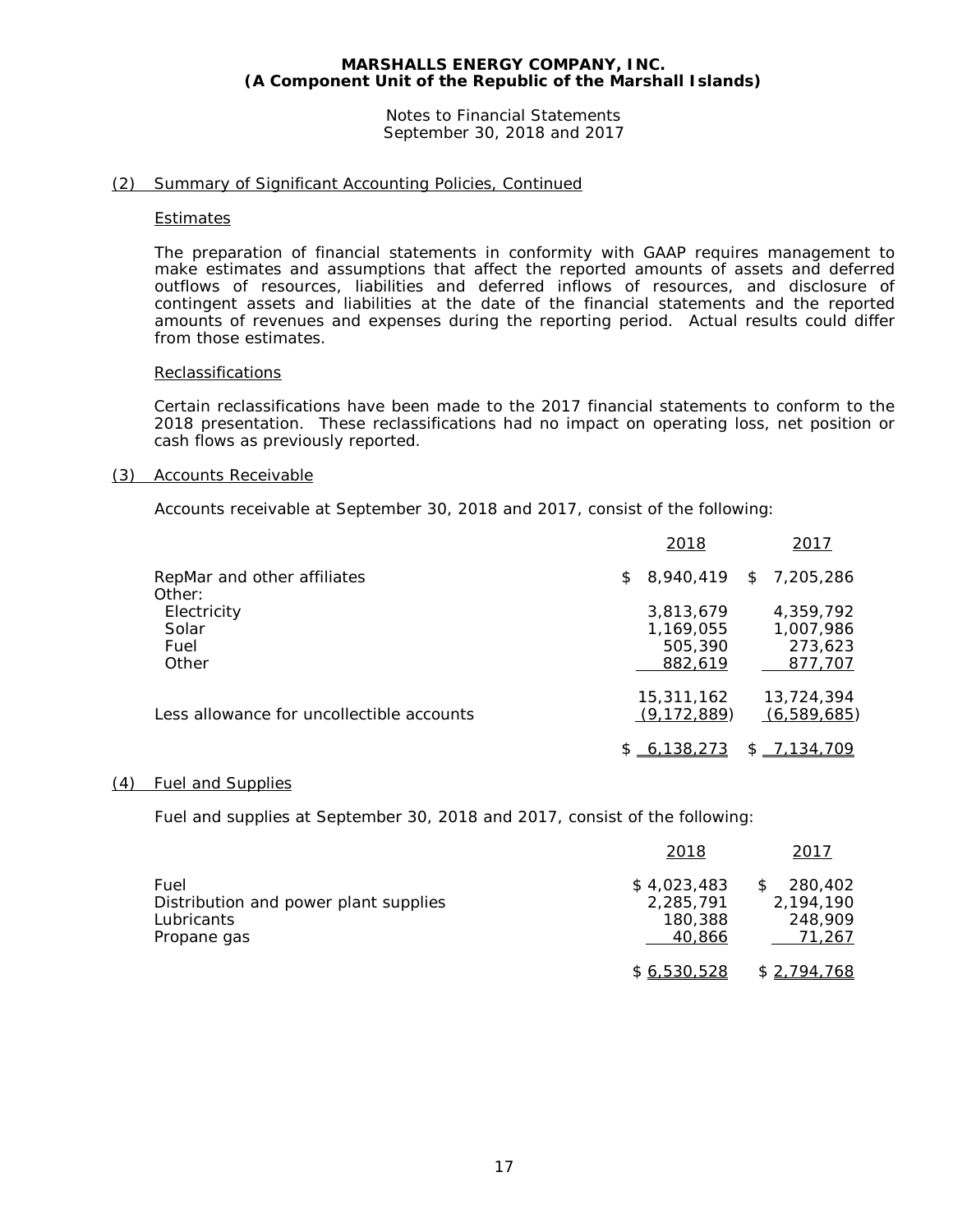**MARSHALLS ENERGY COMPANY, INC.**
**(A Component Unit of the Republic of the Marshall Islands)**

Notes to Financial Statements
September 30, 2018 and 2017

## (2) Summary of Significant Accounting Policies, Continued

### Estimates

The preparation of financial statements in conformity with GAAP requires management to make estimates and assumptions that affect the reported amounts of assets and deferred outflows of resources, liabilities and deferred inflows of resources, and disclosure of contingent assets and liabilities at the date of the financial statements and the reported amounts of revenues and expenses during the reporting period. Actual results could differ from those estimates.

### Reclassifications

Certain reclassifications have been made to the 2017 financial statements to conform to the 2018 presentation. These reclassifications had no impact on operating loss, net position or cash flows as previously reported.

## (3) Accounts Receivable

Accounts receivable at September 30, 2018 and 2017, consist of the following:

| | 2018 | 2017 |
|---|---|---|
| RepMar and other affiliates | $ 8,940,419 | $ 7,205,286 |
| Other: | | |
| Electricity | 3,813,679 | 4,359,792 |
| Solar | 1,169,055 | 1,007,986 |
| Fuel | 505,390 | 273,623 |
| Other | 882,619 | 877,707 |
| | 15,311,162 | 13,724,394 |
| Less allowance for uncollectible accounts | (9,172,889) | (6,589,685) |
| | $ 6,138,273 | $ 7,134,709 |

## (4) Fuel and Supplies

Fuel and supplies at September 30, 2018 and 2017, consist of the following:

| | 2018 | 2017 |
|---|---|---|
| Fuel | $ 4,023,483 | $ 280,402 |
| Distribution and power plant supplies | 2,285,791 | 2,194,190 |
| Lubricants | 180,388 | 248,909 |
| Propane gas | 40,866 | 71,267 |
| | $ 6,530,528 | $ 2,794,768 |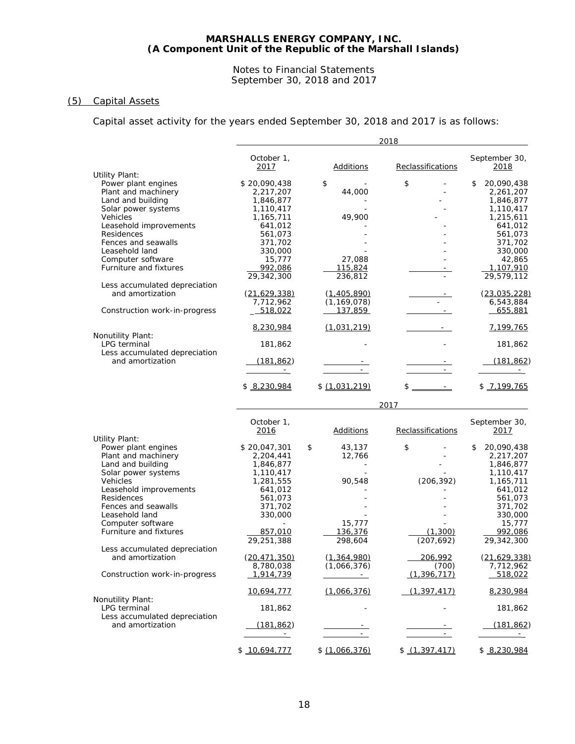# MARSHALLS ENERGY COMPANY, INC.
## (A Component Unit of the Republic of the Marshall Islands)

Notes to Financial Statements
September 30, 2018 and 2017

## (5) Capital Assets

Capital asset activity for the years ended September 30, 2018 and 2017 is as follows:

| | 2018 | | | |
|---|---|---|---|---|
| | October 1, 2017 | Additions | Reclassifications | September 30, 2018 |
| **Utility Plant:** | | | | |
| Power plant engines | $ 20,090,438 | $ - | $ - | $ 20,090,438 |
| Plant and machinery | 2,217,207 | 44,000 | - | 2,261,207 |
| Land and building | 1,846,877 | - | - | 1,846,877 |
| Solar power systems | 1,110,417 | - | - | 1,110,417 |
| Vehicles | 1,165,711 | 49,900 | - | 1,215,611 |
| Leasehold improvements | 641,012 | - | - | 641,012 |
| Residences | 561,073 | - | - | 561,073 |
| Fences and seawalls | 371,702 | - | - | 371,702 |
| Leasehold land | 330,000 | - | - | 330,000 |
| Computer software | 15,777 | 27,088 | - | 42,865 |
| Furniture and fixtures | 992,086 | 115,824 | - | 1,107,910 |
| | 29,342,300 | 236,812 | - | 29,579,112 |
| Less accumulated depreciation and amortization | (21,629,338) | (1,405,890) | - | (23,035,228) |
| | 7,712,962 | (1,169,078) | - | 6,543,884 |
| Construction work-in-progress | 518,022 | 137,859 | - | 655,881 |
| | 8,230,984 | (1,031,219) | - | 7,199,765 |
| **Nonutility Plant:** | | | | |
| LPG terminal | 181,862 | - | - | 181,862 |
| Less accumulated depreciation and amortization | (181,862) | - | - | (181,862) |
| | - | - | - | - |
| | $ 8,230,984 | $ (1,031,219) | $ - | $ 7,199,765 |

| | 2017 | | | |
|---|---|---|---|---|
| | October 1, 2016 | Additions | Reclassifications | September 30, 2017 |
| **Utility Plant:** | | | | |
| Power plant engines | $ 20,047,301 | $ 43,137 | $ - | $ 20,090,438 |
| Plant and machinery | 2,204,441 | 12,766 | - | 2,217,207 |
| Land and building | 1,846,877 | - | - | 1,846,877 |
| Solar power systems | 1,110,417 | - | - | 1,110,417 |
| Vehicles | 1,281,555 | 90,548 | (206,392) | 1,165,711 |
| Leasehold improvements | 641,012 | - | - | 641,012 |
| Residences | 561,073 | - | - | 561,073 |
| Fences and seawalls | 371,702 | - | - | 371,702 |
| Leasehold land | 330,000 | - | - | 330,000 |
| Computer software | - | 15,777 | - | 15,777 |
| Furniture and fixtures | 857,010 | 136,376 | (1,300) | 992,086 |
| | 29,251,388 | 298,604 | (207,692) | 29,342,300 |
| Less accumulated depreciation and amortization | (20,471,350) | (1,364,980) | 206,992 | (21,629,338) |
| | 8,780,038 | (1,066,376) | (700) | 7,712,962 |
| Construction work-in-progress | 1,914,739 | - | (1,396,717) | 518,022 |
| | 10,694,777 | (1,066,376) | (1,397,417) | 8,230,984 |
| **Nonutility Plant:** | | | | |
| LPG terminal | 181,862 | - | - | 181,862 |
| Less accumulated depreciation and amortization | (181,862) | - | - | (181,862) |
| | - | - | - | - |
| | $ 10,694,777 | $ (1,066,376) | $ (1,397,417) | $ 8,230,984 |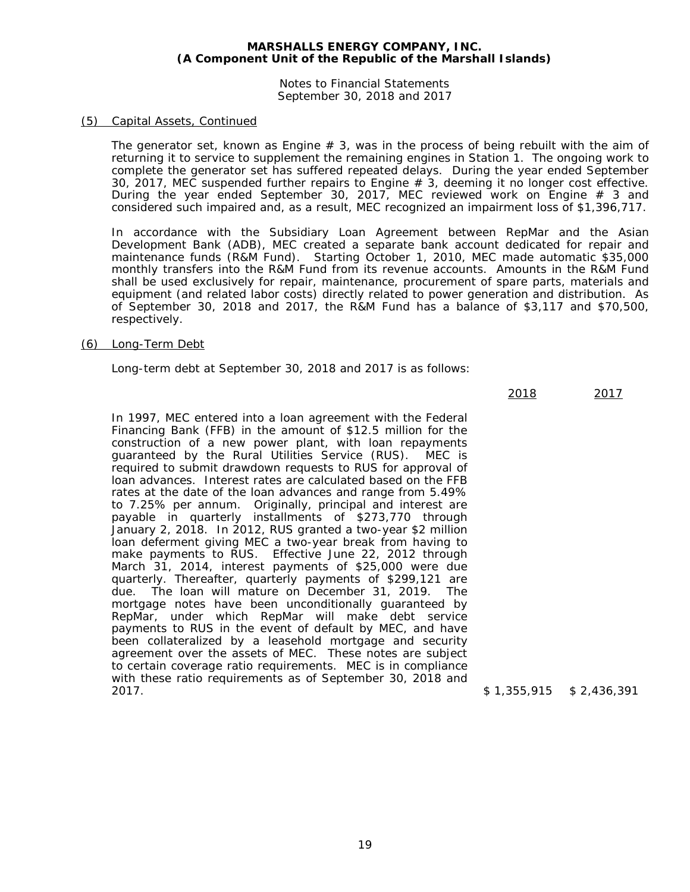**MARSHALLS ENERGY COMPANY, INC.**
**(A Component Unit of the Republic of the Marshall Islands)**

Notes to Financial Statements
September 30, 2018 and 2017

(5) Capital Assets, Continued

The generator set, known as Engine # 3, was in the process of being rebuilt with the aim of returning it to service to supplement the remaining engines in Station 1. The ongoing work to complete the generator set has suffered repeated delays. During the year ended September 30, 2017, MEC suspended further repairs to Engine # 3, deeming it no longer cost effective. During the year ended September 30, 2017, MEC reviewed work on Engine # 3 and considered such impaired and, as a result, MEC recognized an impairment loss of $1,396,717.

In accordance with the Subsidiary Loan Agreement between RepMar and the Asian Development Bank (ADB), MEC created a separate bank account dedicated for repair and maintenance funds (R&M Fund). Starting October 1, 2010, MEC made automatic $35,000 monthly transfers into the R&M Fund from its revenue accounts. Amounts in the R&M Fund shall be used exclusively for repair, maintenance, procurement of spare parts, materials and equipment (and related labor costs) directly related to power generation and distribution. As of September 30, 2018 and 2017, the R&M Fund has a balance of $3,117 and $70,500, respectively.

(6) Long-Term Debt

Long-term debt at September 30, 2018 and 2017 is as follows:

| | 2018 | 2017 |
|---|---|---|
| In 1997, MEC entered into a loan agreement with the Federal Financing Bank (FFB) in the amount of $12.5 million for the construction of a new power plant, with loan repayments guaranteed by the Rural Utilities Service (RUS). MEC is required to submit drawdown requests to RUS for approval of loan advances. Interest rates are calculated based on the FFB rates at the date of the loan advances and range from 5.49% to 7.25% per annum. Originally, principal and interest are payable in quarterly installments of $273,770 through January 2, 2018. In 2012, RUS granted a two-year $2 million loan deferment giving MEC a two-year break from having to make payments to RUS. Effective June 22, 2012 through March 31, 2014, interest payments of $25,000 were due quarterly. Thereafter, quarterly payments of $299,121 are due. The loan will mature on December 31, 2019. The mortgage notes have been unconditionally guaranteed by RepMar, under which RepMar will make debt service payments to RUS in the event of default by MEC, and have been collateralized by a leasehold mortgage and security agreement over the assets of MEC. These notes are subject to certain coverage ratio requirements. MEC is in compliance with these ratio requirements as of September 30, 2018 and 2017. | $ 1,355,915 | $ 2,436,391 |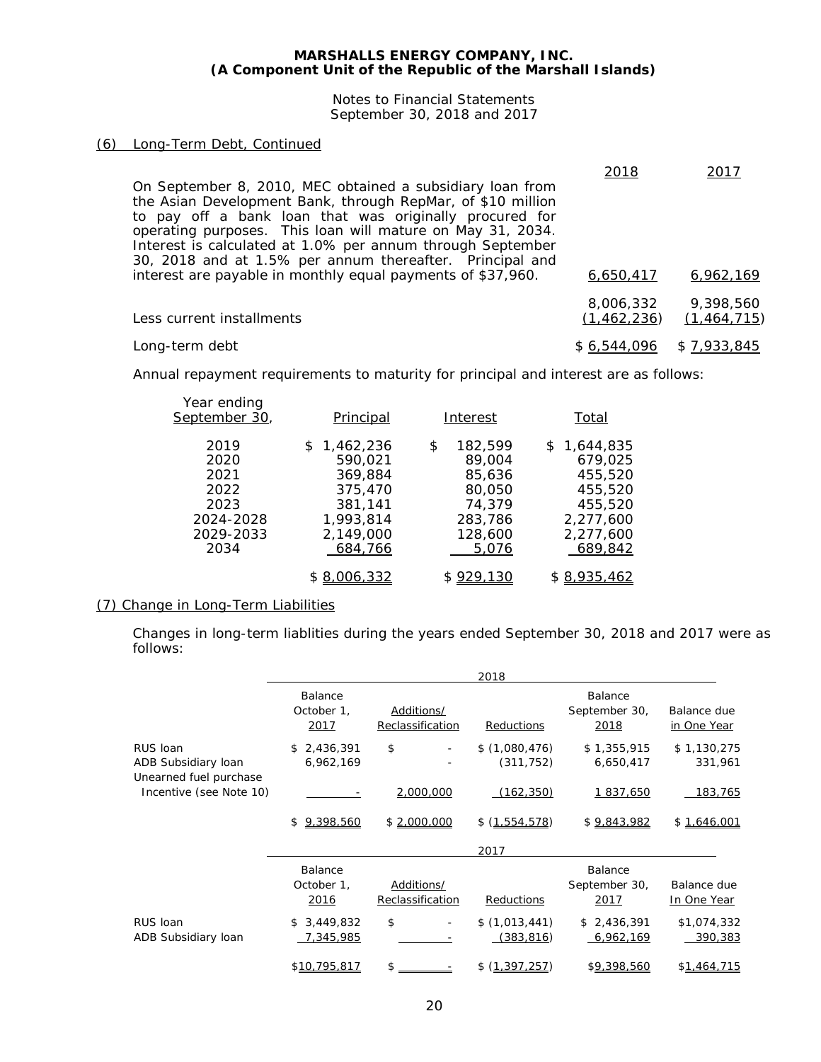**MARSHALLS ENERGY COMPANY, INC.**
**(A Component Unit of the Republic of the Marshall Islands)**

Notes to Financial Statements
September 30, 2018 and 2017

## (6) Long-Term Debt, Continued

| | 2018 | 2017 |
|---|---|---|
| On September 8, 2010, MEC obtained a subsidiary loan from the Asian Development Bank, through RepMar, of $10 million to pay off a bank loan that was originally procured for operating purposes. This loan will mature on May 31, 2034. Interest is calculated at 1.0% per annum through September 30, 2018 and at 1.5% per annum thereafter. Principal and interest are payable in monthly equal payments of $37,960. | 6,650,417 | 6,962,169 |
| | 8,006,332 | 9,398,560 |
| Less current installments | (1,462,236) | (1,464,715) |
| Long-term debt | $ 6,544,096 | $ 7,933,845 |

Annual repayment requirements to maturity for principal and interest are as follows:

| Year ending September 30, | Principal | Interest | Total |
|---|---|---|---|
| 2019 | $ 1,462,236 | $ 182,599 | $ 1,644,835 |
| 2020 | 590,021 | 89,004 | 679,025 |
| 2021 | 369,884 | 85,636 | 455,520 |
| 2022 | 375,470 | 80,050 | 455,520 |
| 2023 | 381,141 | 74,379 | 455,520 |
| 2024-2028 | 1,993,814 | 283,786 | 2,277,600 |
| 2029-2033 | 2,149,000 | 128,600 | 2,277,600 |
| 2034 | 684,766 | 5,076 | 689,842 |
| | $ 8,006,332 | $ 929,130 | $ 8,935,462 |

## (7) Change in Long-Term Liabilities

Changes in long-term liablities during the years ended September 30, 2018 and 2017 were as follows:

| | 2018 | | | | |
|---|---|---|---|---|---|
| | Balance October 1, 2017 | Additions/ Reclassification | Reductions | Balance September 30, 2018 | Balance due in One Year |
| RUS loan | $ 2,436,391 | $ - | $ (1,080,476) | $ 1,355,915 | $ 1,130,275 |
| ADB Subsidiary loan | 6,962,169 | - | (311,752) | 6,650,417 | 331,961 |
| Unearned fuel purchase Incentive (see Note 10) | - | 2,000,000 | (162,350) | 1 837,650 | 183,765 |
| | $ 9,398,560 | $ 2,000,000 | $ (1,554,578) | $ 9,843,982 | $ 1,646,001 |

| | 2017 | | | | |
|---|---|---|---|---|---|
| | Balance October 1, 2016 | Additions/ Reclassification | Reductions | Balance September 30, 2017 | Balance due In One Year |
| RUS loan | $ 3,449,832 | $ - | $ (1,013,441) | $ 2,436,391 | $1,074,332 |
| ADB Subsidiary loan | 7,345,985 | - | (383,816) | 6,962,169 | 390,383 |
| | $10,795,817 | $ - | $ (1,397,257) | $9,398,560 | $1,464,715 |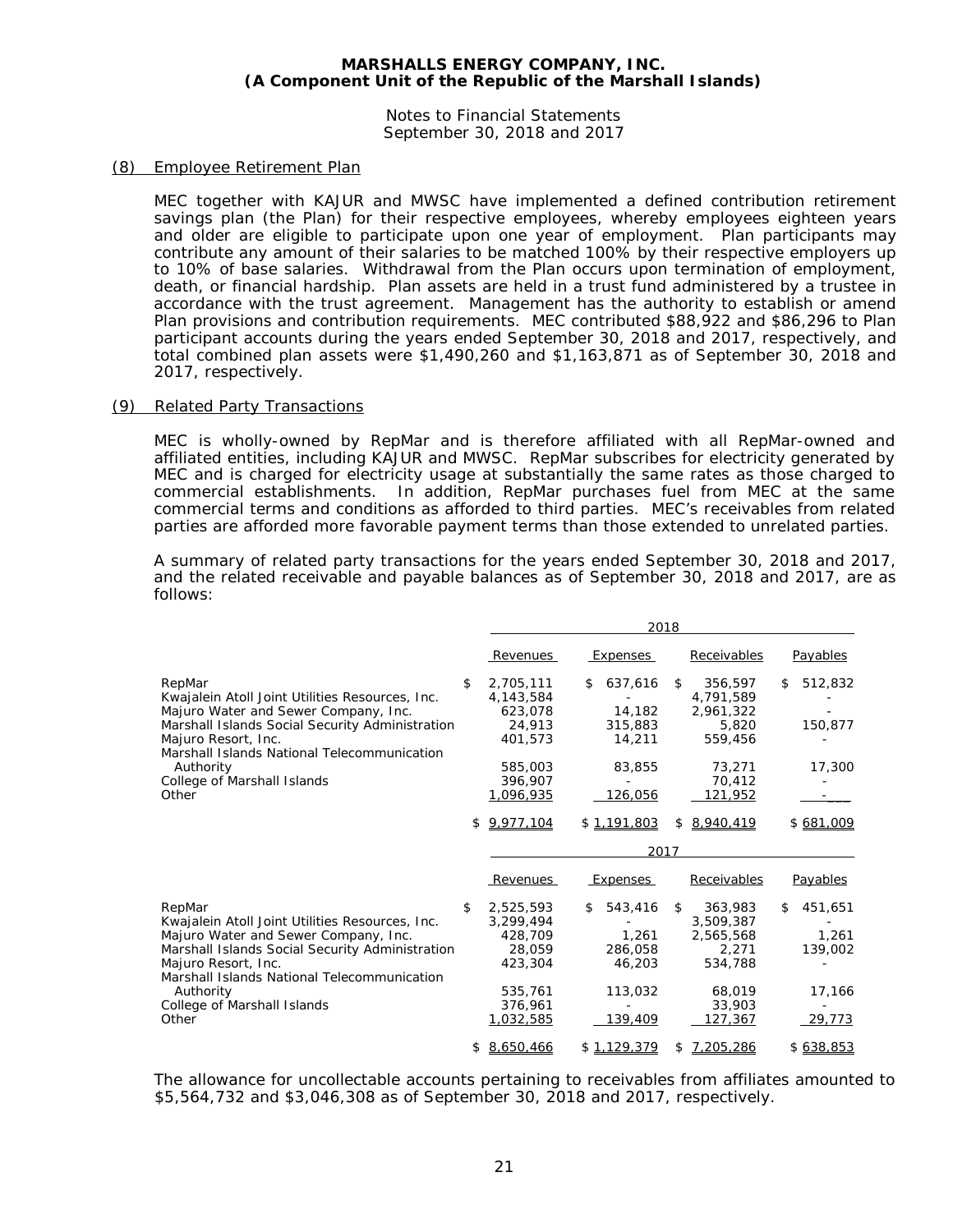# MARSHALLS ENERGY COMPANY, INC.
## (A Component Unit of the Republic of the Marshall Islands)

Notes to Financial Statements
September 30, 2018 and 2017

(8) Employee Retirement Plan

MEC together with KAJUR and MWSC have implemented a defined contribution retirement savings plan (the Plan) for their respective employees, whereby employees eighteen years and older are eligible to participate upon one year of employment. Plan participants may contribute any amount of their salaries to be matched 100% by their respective employers up to 10% of base salaries. Withdrawal from the Plan occurs upon termination of employment, death, or financial hardship. Plan assets are held in a trust fund administered by a trustee in accordance with the trust agreement. Management has the authority to establish or amend Plan provisions and contribution requirements. MEC contributed $88,922 and $86,296 to Plan participant accounts during the years ended September 30, 2018 and 2017, respectively, and total combined plan assets were $1,490,260 and $1,163,871 as of September 30, 2018 and 2017, respectively.

(9) Related Party Transactions

MEC is wholly-owned by RepMar and is therefore affiliated with all RepMar-owned and affiliated entities, including KAJUR and MWSC. RepMar subscribes for electricity generated by MEC and is charged for electricity usage at substantially the same rates as those charged to commercial establishments. In addition, RepMar purchases fuel from MEC at the same commercial terms and conditions as afforded to third parties. MEC's receivables from related parties are afforded more favorable payment terms than those extended to unrelated parties.

A summary of related party transactions for the years ended September 30, 2018 and 2017, and the related receivable and payable balances as of September 30, 2018 and 2017, are as follows:

| | 2018 | | | |
|---|---|---|---|---|
| | Revenues | Expenses | Receivables | Payables |
| RepMar | $ 2,705,111 | $ 637,616 | $ 356,597 | $ 512,832 |
| Kwajalein Atoll Joint Utilities Resources, Inc. | 4,143,584 | - | 4,791,589 | - |
| Majuro Water and Sewer Company, Inc. | 623,078 | 14,182 | 2,961,322 | - |
| Marshall Islands Social Security Administration | 24,913 | 315,883 | 5,820 | 150,877 |
| Majuro Resort, Inc. | 401,573 | 14,211 | 559,456 | - |
| Marshall Islands National Telecommunication Authority | 585,003 | 83,855 | 73,271 | 17,300 |
| College of Marshall Islands | 396,907 | - | 70,412 | - |
| Other | 1,096,935 | 126,056 | 121,952 | - |
| | $ 9,977,104 | $ 1,191,803 | $ 8,940,419 | $ 681,009 |

| | 2017 | | | |
|---|---|---|---|---|
| | Revenues | Expenses | Receivables | Payables |
| RepMar | $ 2,525,593 | $ 543,416 | $ 363,983 | $ 451,651 |
| Kwajalein Atoll Joint Utilities Resources, Inc. | 3,299,494 | - | 3,509,387 | - |
| Majuro Water and Sewer Company, Inc. | 428,709 | 1,261 | 2,565,568 | 1,261 |
| Marshall Islands Social Security Administration | 28,059 | 286,058 | 2,271 | 139,002 |
| Majuro Resort, Inc. | 423,304 | 46,203 | 534,788 | - |
| Marshall Islands National Telecommunication Authority | 535,761 | 113,032 | 68,019 | 17,166 |
| College of Marshall Islands | 376,961 | - | 33,903 | - |
| Other | 1,032,585 | 139,409 | 127,367 | 29,773 |
| | $ 8,650,466 | $ 1,129,379 | $ 7,205,286 | $ 638,853 |

The allowance for uncollectable accounts pertaining to receivables from affiliates amounted to $5,564,732 and $3,046,308 as of September 30, 2018 and 2017, respectively.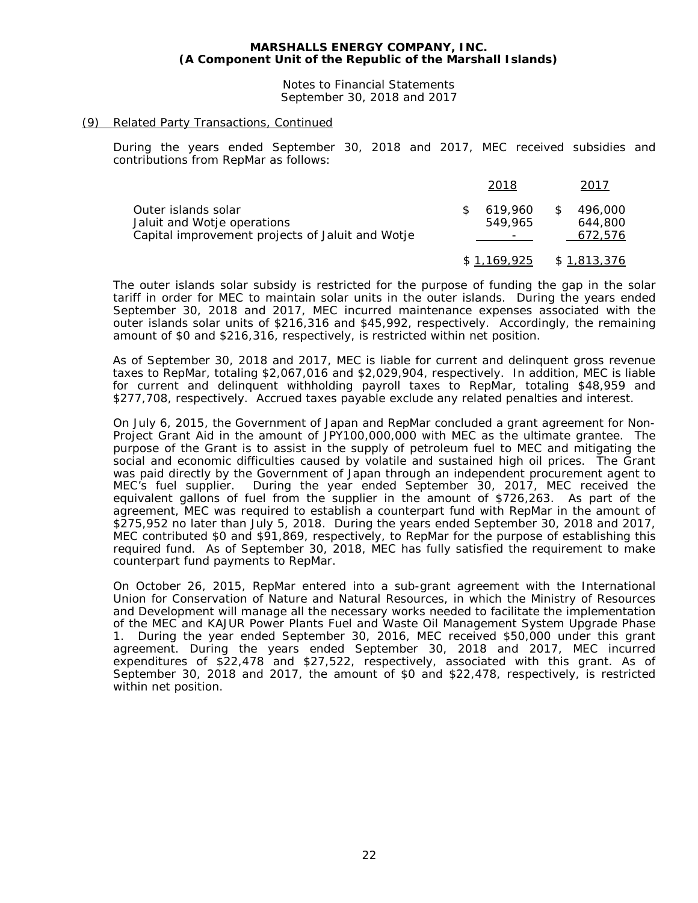**MARSHALLS ENERGY COMPANY, INC.**
**(A Component Unit of the Republic of the Marshall Islands)**

Notes to Financial Statements
September 30, 2018 and 2017

(9) Related Party Transactions, Continued

During the years ended September 30, 2018 and 2017, MEC received subsidies and contributions from RepMar as follows:

| | 2018 | 2017 |
|---|---|---|
| Outer islands solar | $ 619,960 | $ 496,000 |
| Jaluit and Wotje operations | 549,965 | 644,800 |
| Capital improvement projects of Jaluit and Wotje | - | 672,576 |
| | $ 1,169,925 | $ 1,813,376 |

The outer islands solar subsidy is restricted for the purpose of funding the gap in the solar tariff in order for MEC to maintain solar units in the outer islands. During the years ended September 30, 2018 and 2017, MEC incurred maintenance expenses associated with the outer islands solar units of $216,316 and $45,992, respectively. Accordingly, the remaining amount of $0 and $216,316, respectively, is restricted within net position.

As of September 30, 2018 and 2017, MEC is liable for current and delinquent gross revenue taxes to RepMar, totaling $2,067,016 and $2,029,904, respectively. In addition, MEC is liable for current and delinquent withholding payroll taxes to RepMar, totaling $48,959 and $277,708, respectively. Accrued taxes payable exclude any related penalties and interest.

On July 6, 2015, the Government of Japan and RepMar concluded a grant agreement for Non-Project Grant Aid in the amount of JPY100,000,000 with MEC as the ultimate grantee. The purpose of the Grant is to assist in the supply of petroleum fuel to MEC and mitigating the social and economic difficulties caused by volatile and sustained high oil prices. The Grant was paid directly by the Government of Japan through an independent procurement agent to MEC's fuel supplier. During the year ended September 30, 2017, MEC received the equivalent gallons of fuel from the supplier in the amount of $726,263. As part of the agreement, MEC was required to establish a counterpart fund with RepMar in the amount of $275,952 no later than July 5, 2018. During the years ended September 30, 2018 and 2017, MEC contributed $0 and $91,869, respectively, to RepMar for the purpose of establishing this required fund. As of September 30, 2018, MEC has fully satisfied the requirement to make counterpart fund payments to RepMar.

On October 26, 2015, RepMar entered into a sub-grant agreement with the International Union for Conservation of Nature and Natural Resources, in which the Ministry of Resources and Development will manage all the necessary works needed to facilitate the implementation of the MEC and KAJUR Power Plants Fuel and Waste Oil Management System Upgrade Phase 1. During the year ended September 30, 2016, MEC received $50,000 under this grant agreement. During the years ended September 30, 2018 and 2017, MEC incurred expenditures of $22,478 and $27,522, respectively, associated with this grant. As of September 30, 2018 and 2017, the amount of $0 and $22,478, respectively, is restricted within net position.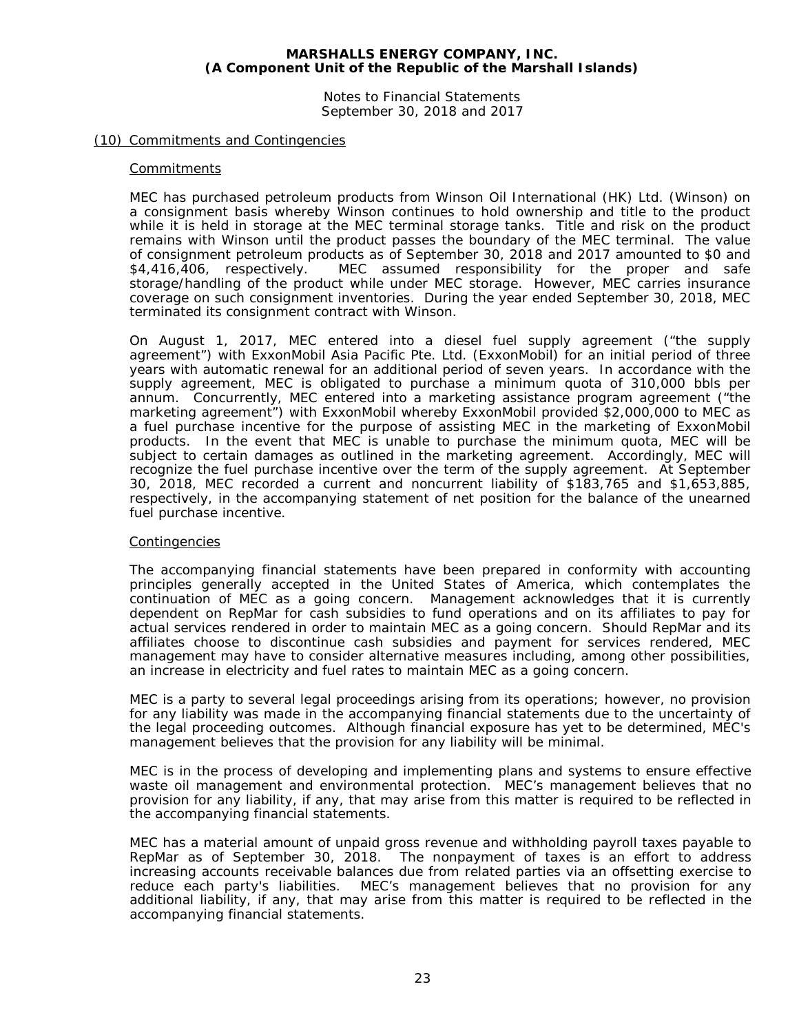## (10) Commitments and Contingencies

### Commitments

MEC has purchased petroleum products from Winson Oil International (HK) Ltd. (Winson) on a consignment basis whereby Winson continues to hold ownership and title to the product while it is held in storage at the MEC terminal storage tanks. Title and risk on the product remains with Winson until the product passes the boundary of the MEC terminal. The value of consignment petroleum products as of September 30, 2018 and 2017 amounted to $0 and $4,416,406, respectively. MEC assumed responsibility for the proper and safe storage/handling of the product while under MEC storage. However, MEC carries insurance coverage on such consignment inventories. During the year ended September 30, 2018, MEC terminated its consignment contract with Winson.

On August 1, 2017, MEC entered into a diesel fuel supply agreement ("the supply agreement") with ExxonMobil Asia Pacific Pte. Ltd. (ExxonMobil) for an initial period of three years with automatic renewal for an additional period of seven years. In accordance with the supply agreement, MEC is obligated to purchase a minimum quota of 310,000 bbls per annum. Concurrently, MEC entered into a marketing assistance program agreement ("the marketing agreement") with ExxonMobil whereby ExxonMobil provided $2,000,000 to MEC as a fuel purchase incentive for the purpose of assisting MEC in the marketing of ExxonMobil products. In the event that MEC is unable to purchase the minimum quota, MEC will be subject to certain damages as outlined in the marketing agreement. Accordingly, MEC will recognize the fuel purchase incentive over the term of the supply agreement. At September 30, 2018, MEC recorded a current and noncurrent liability of $183,765 and $1,653,885, respectively, in the accompanying statement of net position for the balance of the unearned fuel purchase incentive.

### Contingencies

The accompanying financial statements have been prepared in conformity with accounting principles generally accepted in the United States of America, which contemplates the continuation of MEC as a going concern. Management acknowledges that it is currently dependent on RepMar for cash subsidies to fund operations and on its affiliates to pay for actual services rendered in order to maintain MEC as a going concern. Should RepMar and its affiliates choose to discontinue cash subsidies and payment for services rendered, MEC management may have to consider alternative measures including, among other possibilities, an increase in electricity and fuel rates to maintain MEC as a going concern.

MEC is a party to several legal proceedings arising from its operations; however, no provision for any liability was made in the accompanying financial statements due to the uncertainty of the legal proceeding outcomes. Although financial exposure has yet to be determined, MEC's management believes that the provision for any liability will be minimal.

MEC is in the process of developing and implementing plans and systems to ensure effective waste oil management and environmental protection. MEC's management believes that no provision for any liability, if any, that may arise from this matter is required to be reflected in the accompanying financial statements.

MEC has a material amount of unpaid gross revenue and withholding payroll taxes payable to RepMar as of September 30, 2018. The nonpayment of taxes is an effort to address increasing accounts receivable balances due from related parties via an offsetting exercise to reduce each party's liabilities. MEC's management believes that no provision for any additional liability, if any, that may arise from this matter is required to be reflected in the accompanying financial statements.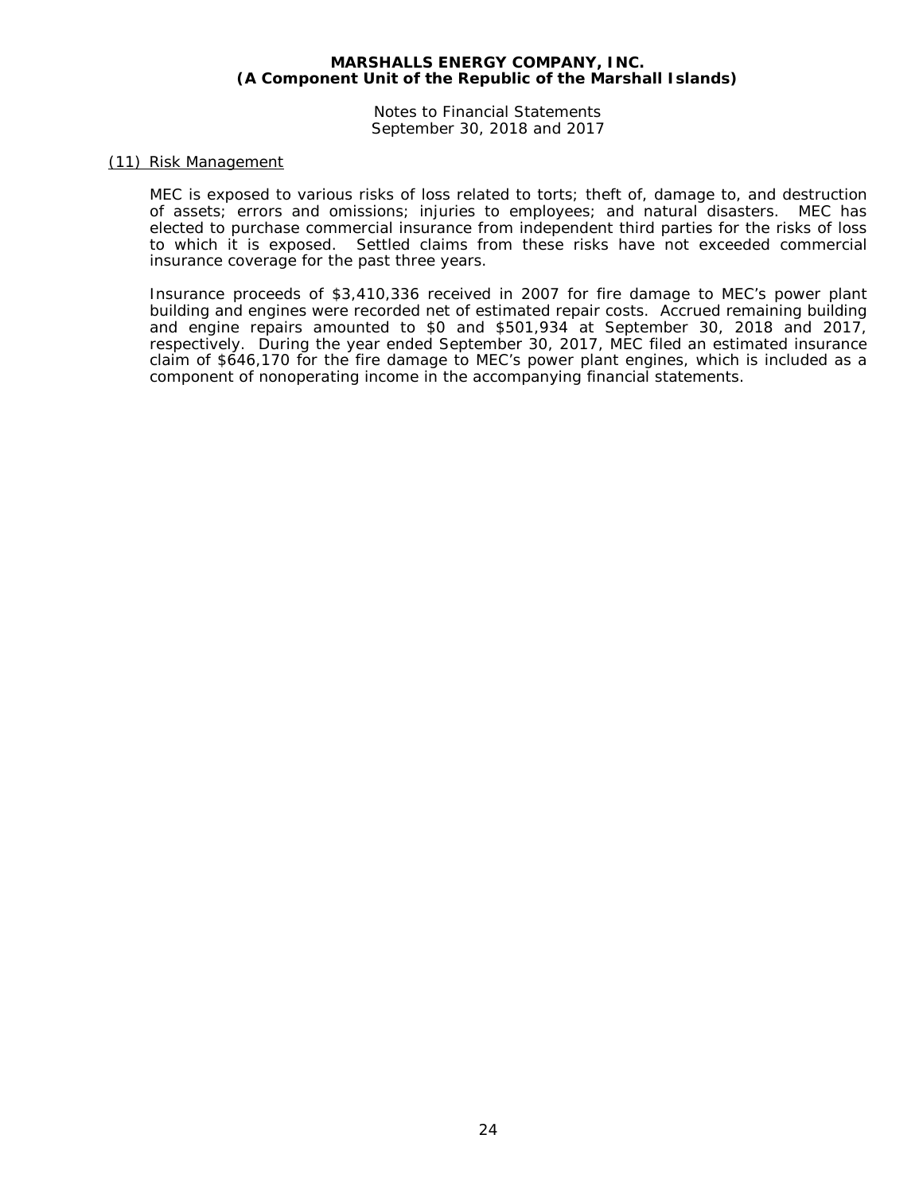### (11) Risk Management

MEC is exposed to various risks of loss related to torts; theft of, damage to, and destruction of assets; errors and omissions; injuries to employees; and natural disasters. MEC has elected to purchase commercial insurance from independent third parties for the risks of loss to which it is exposed. Settled claims from these risks have not exceeded commercial insurance coverage for the past three years.

Insurance proceeds of $3,410,336 received in 2007 for fire damage to MEC's power plant building and engines were recorded net of estimated repair costs. Accrued remaining building and engine repairs amounted to $0 and $501,934 at September 30, 2018 and 2017, respectively. During the year ended September 30, 2017, MEC filed an estimated insurance claim of $646,170 for the fire damage to MEC's power plant engines, which is included as a component of nonoperating income in the accompanying financial statements.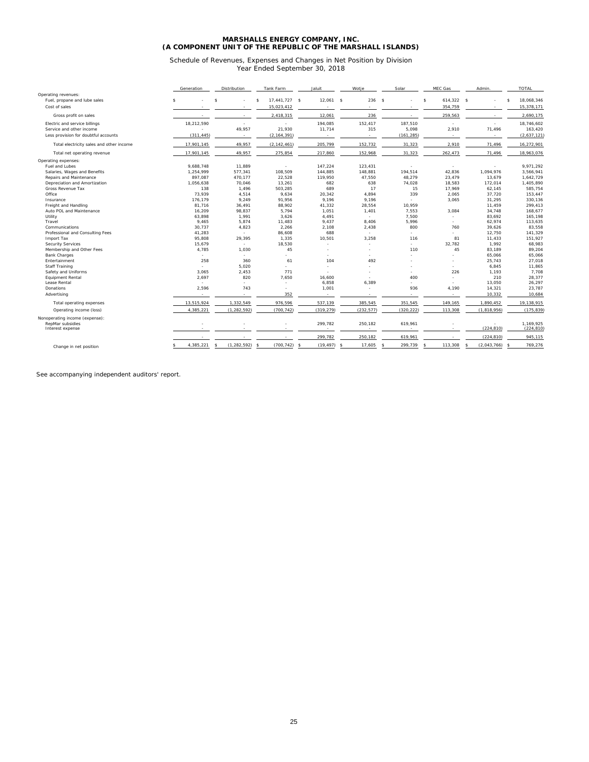# MARSHALLS ENERGY COMPANY, INC.
# (A COMPONENT UNIT OF THE REPUBLIC OF THE MARSHALL ISLANDS)

Schedule of Revenues, Expenses and Changes in Net Position by Division
Year Ended September 30, 2018

| | Generation | Distribution | Tank Farm | Jaluit | Wotje | Solar | MEC Gas | Admin. | TOTAL |
|---|---|---|---|---|---|---|---|---|---|
| Operating revenues: | | | | | | | | | |
| Fuel, propane and lube sales | $ - | $ - | $ 17,441,727 | $ 12,061 | $ 236 | $ - | $ 614,322 | $ - | $ 18,068,346 |
| Cost of sales | - | - | 15,023,412 | - | - | - | 354,759 | - | 15,378,171 |
| Gross profit on sales | - | - | 2,418,315 | 12,061 | 236 | - | 259,563 | - | 2,690,175 |
| Electric and service billings | 18,212,590 | - | - | 194,085 | 152,417 | 187,510 | - | - | 18,746,602 |
| Service and other income | - | 49,957 | 21,930 | 11,714 | 315 | 5,098 | 2,910 | 71,496 | 163,420 |
| Less provision for doubtful accounts | (311,445) | - | (2,164,391) | - | - | (161,285) | - | - | (2,637,121) |
| Total electricity sales and other income | 17,901,145 | 49,957 | (2,142,461) | 205,799 | 152,732 | 31,323 | 2,910 | 71,496 | 16,272,901 |
| Total net operating revenue | 17,901,145 | 49,957 | 275,854 | 217,860 | 152,968 | 31,323 | 262,473 | 71,496 | 18,963,076 |
| Operating expenses: | | | | | | | | | |
| Fuel and Lubes | 9,688,748 | 11,889 | - | 147,224 | 123,431 | - | - | - | 9,971,292 |
| Salaries, Wages and Benefits | 1,254,999 | 577,341 | 108,509 | 144,885 | 148,881 | 194,514 | 42,836 | 1,094,976 | 3,566,941 |
| Repairs and Maintenance | 897,087 | 470,177 | 22,528 | 119,950 | 47,550 | 48,279 | 23,479 | 13,679 | 1,642,729 |
| Depreciation and Amortization | 1,056,638 | 70,046 | 13,261 | 682 | 638 | 74,028 | 18,583 | 172,014 | 1,405,890 |
| Gross Revenue Tax | 138 | 1,496 | 503,285 | 689 | 17 | 15 | 17,969 | 62,145 | 585,754 |
| Office | 73,939 | 4,514 | 9,634 | 20,342 | 4,894 | 339 | 2,065 | 37,720 | 153,447 |
| Insurance | 176,179 | 9,249 | 91,956 | 9,196 | 9,196 | - | 3,065 | 31,295 | 330,136 |
| Freight and Handling | 81,716 | 36,491 | 88,902 | 41,332 | 28,554 | 10,959 | | 11,459 | 299,413 |
| Auto POL and Maintenance | 16,209 | 98,837 | 5,794 | 1,051 | 1,401 | 7,553 | 3,084 | 34,748 | 168,677 |
| Utility | 63,898 | 1,991 | 3,626 | 4,491 | - | 7,500 | - | 83,692 | 165,198 |
| Travel | 9,465 | 5,874 | 11,483 | 9,437 | 8,406 | 5,996 | - | 62,974 | 113,635 |
| Communications | 30,737 | 4,823 | 2,266 | 2,108 | 2,438 | 800 | 760 | 39,626 | 83,558 |
| Professional and Consulting Fees | 41,283 | - | 86,608 | 688 | - | - | - | 12,750 | 141,329 |
| Import Tax | 95,808 | 29,395 | 1,335 | 10,501 | 3,258 | 116 | 81 | 11,433 | 151,927 |
| Security Services | 15,679 | - | 18,530 | - | - | - | 32,782 | 1,992 | 68,983 |
| Membership and Other Fees | 4,785 | 1,030 | 45 | - | - | 110 | 45 | 83,189 | 89,204 |
| Bank Charges | - | - | - | - | - | - | - | 65,066 | 65,066 |
| Entertainment | 258 | 360 | 61 | 104 | 492 | - | - | 25,743 | 27,018 |
| Staff Training | - | 5,020 | - | - | - | - | - | 6,845 | 11,865 |
| Safety and Uniforms | 3,065 | 2,453 | 771 | - | - | - | 226 | 1,193 | 7,708 |
| Equipment Rental | 2,697 | 820 | 7,650 | 16,600 | - | 400 | - | 210 | 28,377 |
| Lease Rental | - | - | - | 6,858 | 6,389 | - | - | 13,050 | 26,297 |
| Donations | 2,596 | 743 | - | 1,001 | - | 936 | 4,190 | 14,321 | 23,787 |
| Advertising | - | - | 352 | - | - | - | - | 10,332 | 10,684 |
| Total operating expenses | 13,515,924 | 1,332,549 | 976,596 | 537,139 | 385,545 | 351,545 | 149,165 | 1,890,452 | 19,138,915 |
| Operating income (loss) | 4,385,221 | (1,282,592) | (700,742) | (319,279) | (232,577) | (320,222) | 113,308 | (1,818,956) | (175,839) |
| Nonoperating income (expense): | | | | | | | | | |
| RepMar subsidies | - | - | - | 299,782 | 250,182 | 619,961 | - | - | 1,169,925 |
| Interest expense | - | - | - | - | - | - | - | (224,810) | (224,810) |
| | - | - | - | 299,782 | 250,182 | 619,961 | - | (224,810) | 945,115 |
| Change in net position | $ 4,385,221 | $ (1,282,592) | $ (700,742) | $ (19,497) | $ 17,605 | $ 299,739 | $ 113,308 | $ (2,043,766) | $ 769,276 |

See accompanying independent auditors' report.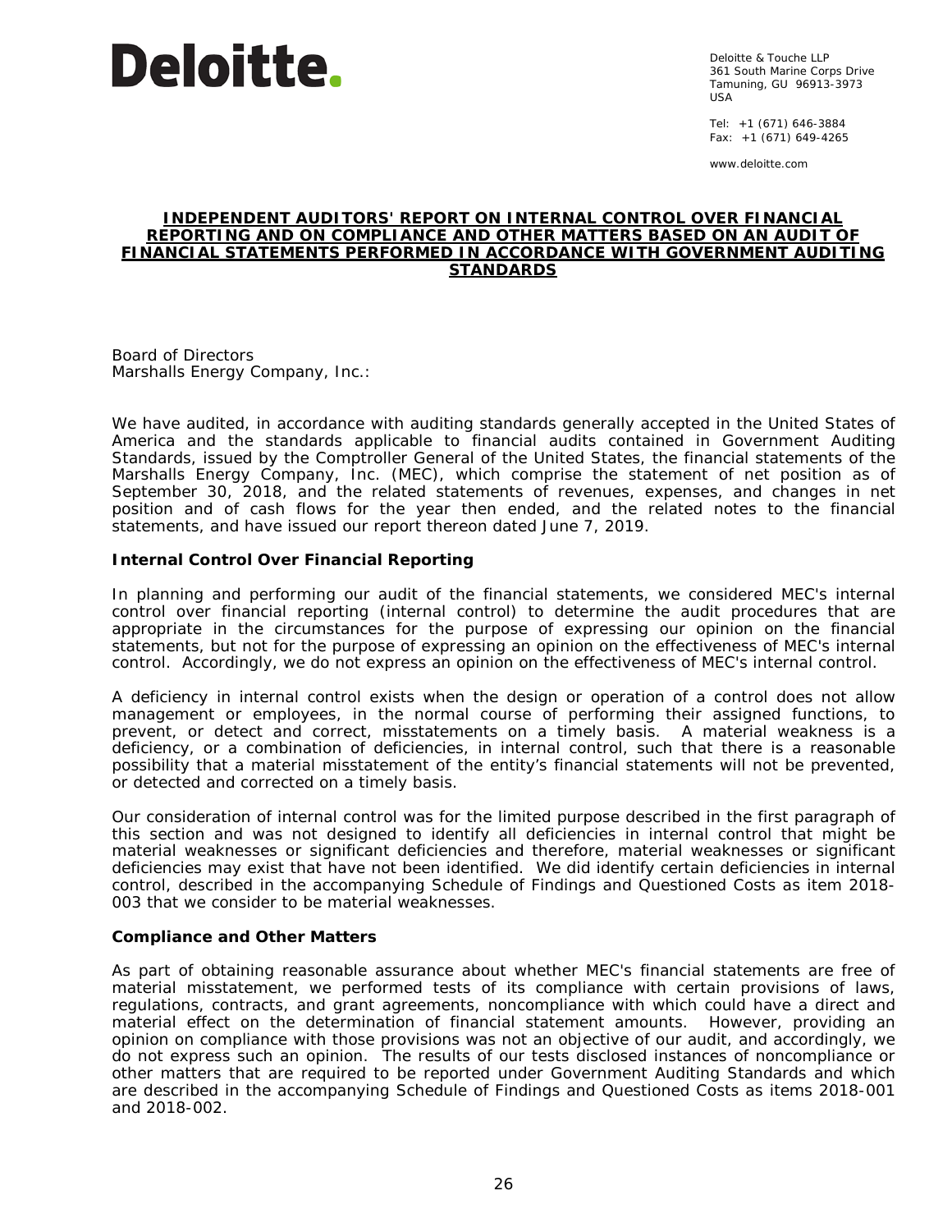Deloitte.

Deloitte & Touche LLP
361 South Marine Corps Drive
Tamuning, GU 96913-3973
USA

Tel: +1 (671) 646-3884
Fax: +1 (671) 649-4265

www.deloitte.com

# INDEPENDENT AUDITORS' REPORT ON INTERNAL CONTROL OVER FINANCIAL REPORTING AND ON COMPLIANCE AND OTHER MATTERS BASED ON AN AUDIT OF FINANCIAL STATEMENTS PERFORMED IN ACCORDANCE WITH GOVERNMENT AUDITING STANDARDS

Board of Directors
Marshalls Energy Company, Inc.:

We have audited, in accordance with auditing standards generally accepted in the United States of America and the standards applicable to financial audits contained in Government Auditing Standards, issued by the Comptroller General of the United States, the financial statements of the Marshalls Energy Company, Inc. (MEC), which comprise the statement of net position as of September 30, 2018, and the related statements of revenues, expenses, and changes in net position and of cash flows for the year then ended, and the related notes to the financial statements, and have issued our report thereon dated June 7, 2019.

## Internal Control Over Financial Reporting

In planning and performing our audit of the financial statements, we considered MEC's internal control over financial reporting (internal control) to determine the audit procedures that are appropriate in the circumstances for the purpose of expressing our opinion on the financial statements, but not for the purpose of expressing an opinion on the effectiveness of MEC's internal control. Accordingly, we do not express an opinion on the effectiveness of MEC's internal control.

A deficiency in internal control exists when the design or operation of a control does not allow management or employees, in the normal course of performing their assigned functions, to prevent, or detect and correct, misstatements on a timely basis. A material weakness is a deficiency, or a combination of deficiencies, in internal control, such that there is a reasonable possibility that a material misstatement of the entity's financial statements will not be prevented, or detected and corrected on a timely basis.

Our consideration of internal control was for the limited purpose described in the first paragraph of this section and was not designed to identify all deficiencies in internal control that might be material weaknesses or significant deficiencies and therefore, material weaknesses or significant deficiencies may exist that have not been identified. We did identify certain deficiencies in internal control, described in the accompanying Schedule of Findings and Questioned Costs as item 2018-003 that we consider to be material weaknesses.

## Compliance and Other Matters

As part of obtaining reasonable assurance about whether MEC's financial statements are free of material misstatement, we performed tests of its compliance with certain provisions of laws, regulations, contracts, and grant agreements, noncompliance with which could have a direct and material effect on the determination of financial statement amounts. However, providing an opinion on compliance with those provisions was not an objective of our audit, and accordingly, we do not express such an opinion. The results of our tests disclosed instances of noncompliance or other matters that are required to be reported under Government Auditing Standards and which are described in the accompanying Schedule of Findings and Questioned Costs as items 2018-001 and 2018-002.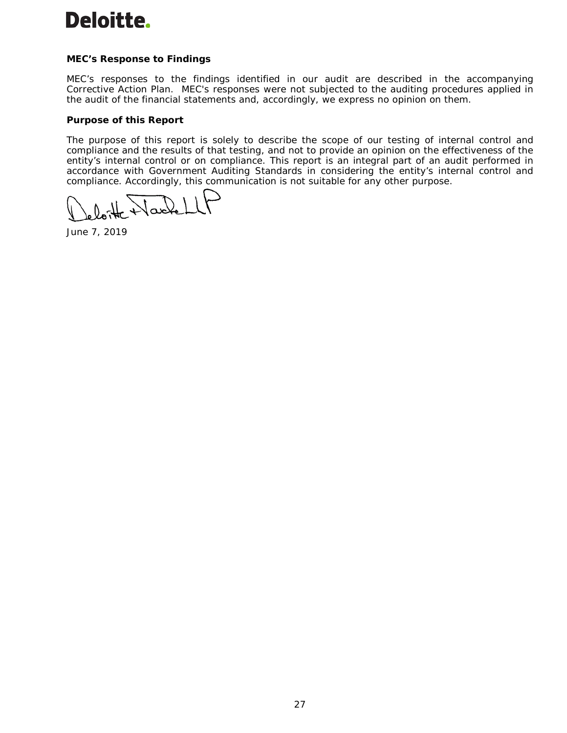Deloitte.

**MEC's Response to Findings**

MEC's responses to the findings identified in our audit are described in the accompanying Corrective Action Plan. MEC's responses were not subjected to the auditing procedures applied in the audit of the financial statements and, accordingly, we express no opinion on them.

**Purpose of this Report**

The purpose of this report is solely to describe the scope of our testing of internal control and compliance and the results of that testing, and not to provide an opinion on the effectiveness of the entity's internal control or on compliance. This report is an integral part of an audit performed in accordance with Government Auditing Standards in considering the entity's internal control and compliance. Accordingly, this communication is not suitable for any other purpose.

Deloitte & Touche LLP

June 7, 2019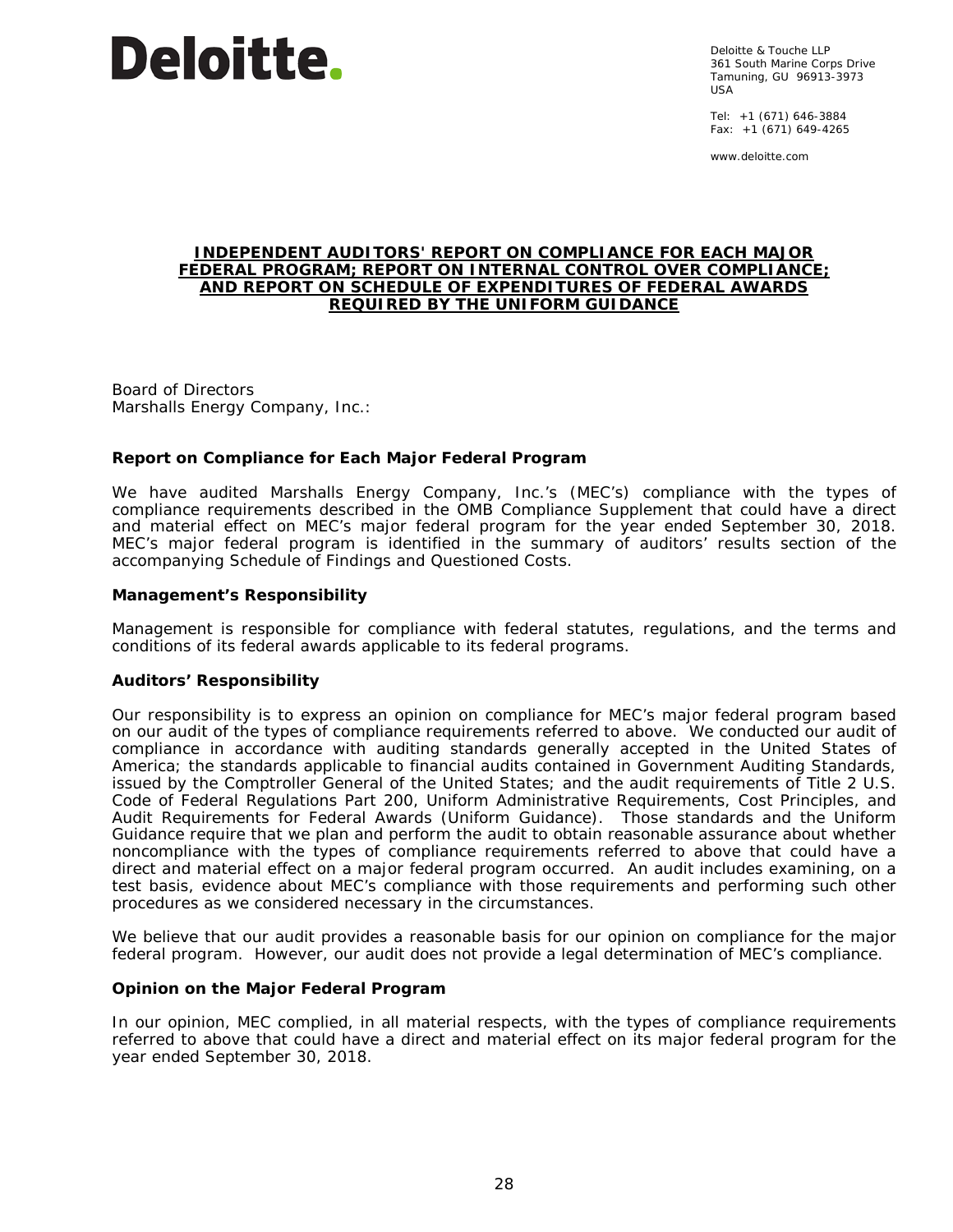**Deloitte.**

Deloitte & Touche LLP
361 South Marine Corps Drive
Tamuning, GU 96913-3973
USA

Tel: +1 (671) 646-3884
Fax: +1 (671) 649-4265

www.deloitte.com

# INDEPENDENT AUDITORS' REPORT ON COMPLIANCE FOR EACH MAJOR FEDERAL PROGRAM; REPORT ON INTERNAL CONTROL OVER COMPLIANCE; AND REPORT ON SCHEDULE OF EXPENDITURES OF FEDERAL AWARDS REQUIRED BY THE UNIFORM GUIDANCE

Board of Directors
Marshalls Energy Company, Inc.:

## Report on Compliance for Each Major Federal Program

We have audited Marshalls Energy Company, Inc.'s (MEC's) compliance with the types of compliance requirements described in the OMB Compliance Supplement that could have a direct and material effect on MEC's major federal program for the year ended September 30, 2018. MEC's major federal program is identified in the summary of auditors' results section of the accompanying Schedule of Findings and Questioned Costs.

## Management's Responsibility

Management is responsible for compliance with federal statutes, regulations, and the terms and conditions of its federal awards applicable to its federal programs.

## Auditors' Responsibility

Our responsibility is to express an opinion on compliance for MEC's major federal program based on our audit of the types of compliance requirements referred to above. We conducted our audit of compliance in accordance with auditing standards generally accepted in the United States of America; the standards applicable to financial audits contained in Government Auditing Standards, issued by the Comptroller General of the United States; and the audit requirements of Title 2 U.S. Code of Federal Regulations Part 200, Uniform Administrative Requirements, Cost Principles, and Audit Requirements for Federal Awards (Uniform Guidance). Those standards and the Uniform Guidance require that we plan and perform the audit to obtain reasonable assurance about whether noncompliance with the types of compliance requirements referred to above that could have a direct and material effect on a major federal program occurred. An audit includes examining, on a test basis, evidence about MEC's compliance with those requirements and performing such other procedures as we considered necessary in the circumstances.

We believe that our audit provides a reasonable basis for our opinion on compliance for the major federal program. However, our audit does not provide a legal determination of MEC's compliance.

## Opinion on the Major Federal Program

In our opinion, MEC complied, in all material respects, with the types of compliance requirements referred to above that could have a direct and material effect on its major federal program for the year ended September 30, 2018.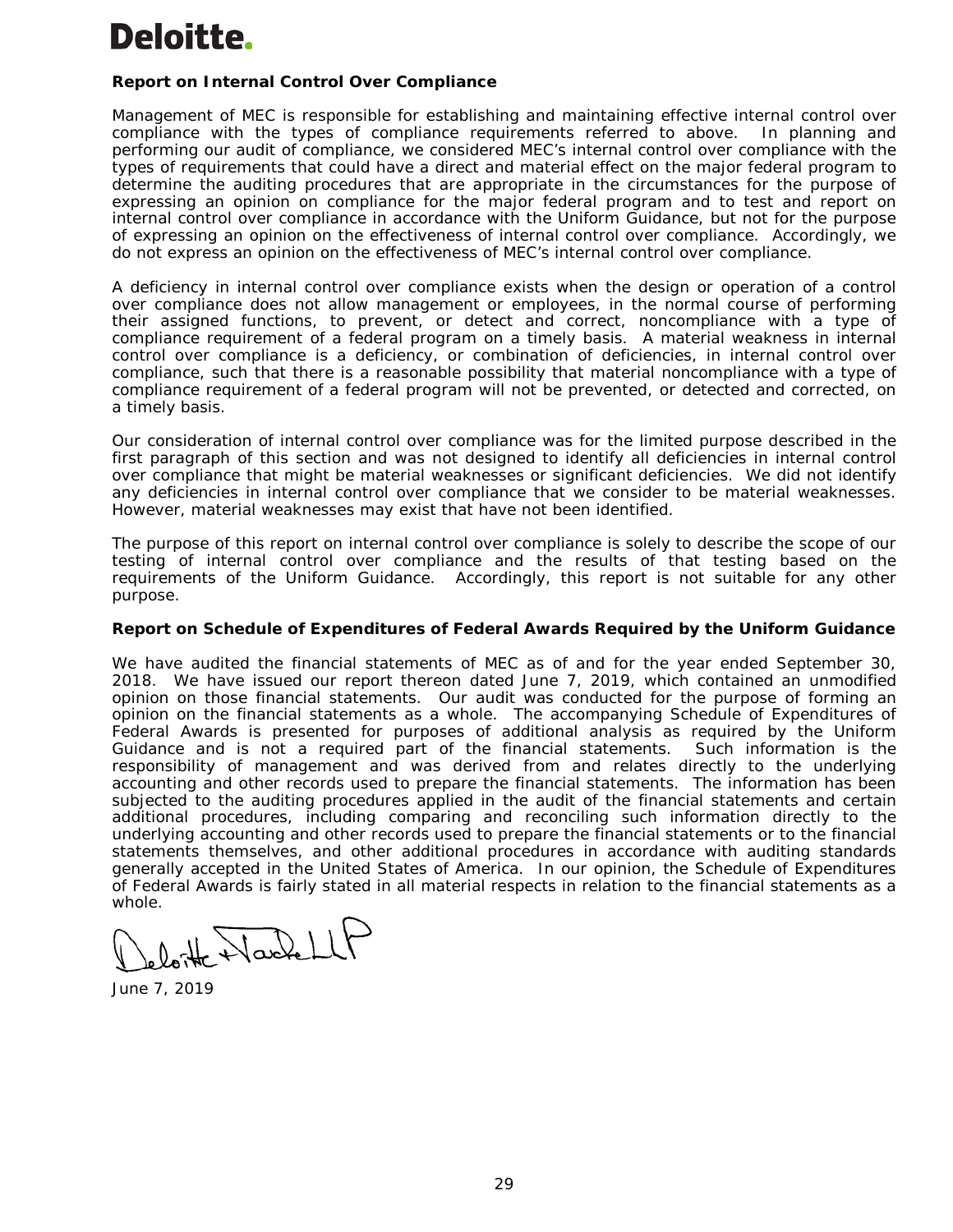Deloitte.

**Report on Internal Control Over Compliance**

Management of MEC is responsible for establishing and maintaining effective internal control over compliance with the types of compliance requirements referred to above. In planning and performing our audit of compliance, we considered MEC's internal control over compliance with the types of requirements that could have a direct and material effect on the major federal program to determine the auditing procedures that are appropriate in the circumstances for the purpose of expressing an opinion on compliance for the major federal program and to test and report on internal control over compliance in accordance with the Uniform Guidance, but not for the purpose of expressing an opinion on the effectiveness of internal control over compliance. Accordingly, we do not express an opinion on the effectiveness of MEC's internal control over compliance.

A deficiency in internal control over compliance exists when the design or operation of a control over compliance does not allow management or employees, in the normal course of performing their assigned functions, to prevent, or detect and correct, noncompliance with a type of compliance requirement of a federal program on a timely basis. A material weakness in internal control over compliance is a deficiency, or combination of deficiencies, in internal control over compliance, such that there is a reasonable possibility that material noncompliance with a type of compliance requirement of a federal program will not be prevented, or detected and corrected, on a timely basis.

Our consideration of internal control over compliance was for the limited purpose described in the first paragraph of this section and was not designed to identify all deficiencies in internal control over compliance that might be material weaknesses or significant deficiencies. We did not identify any deficiencies in internal control over compliance that we consider to be material weaknesses. However, material weaknesses may exist that have not been identified.

The purpose of this report on internal control over compliance is solely to describe the scope of our testing of internal control over compliance and the results of that testing based on the requirements of the Uniform Guidance. Accordingly, this report is not suitable for any other purpose.

**Report on Schedule of Expenditures of Federal Awards Required by the Uniform Guidance**

We have audited the financial statements of MEC as of and for the year ended September 30, 2018. We have issued our report thereon dated June 7, 2019, which contained an unmodified opinion on those financial statements. Our audit was conducted for the purpose of forming an opinion on the financial statements as a whole. The accompanying Schedule of Expenditures of Federal Awards is presented for purposes of additional analysis as required by the Uniform Guidance and is not a required part of the financial statements. Such information is the responsibility of management and was derived from and relates directly to the underlying accounting and other records used to prepare the financial statements. The information has been subjected to the auditing procedures applied in the audit of the financial statements and certain additional procedures, including comparing and reconciling such information directly to the underlying accounting and other records used to prepare the financial statements or to the financial statements themselves, and other additional procedures in accordance with auditing standards generally accepted in the United States of America. In our opinion, the Schedule of Expenditures of Federal Awards is fairly stated in all material respects in relation to the financial statements as a whole.

Deloitte & Touche LLP

June 7, 2019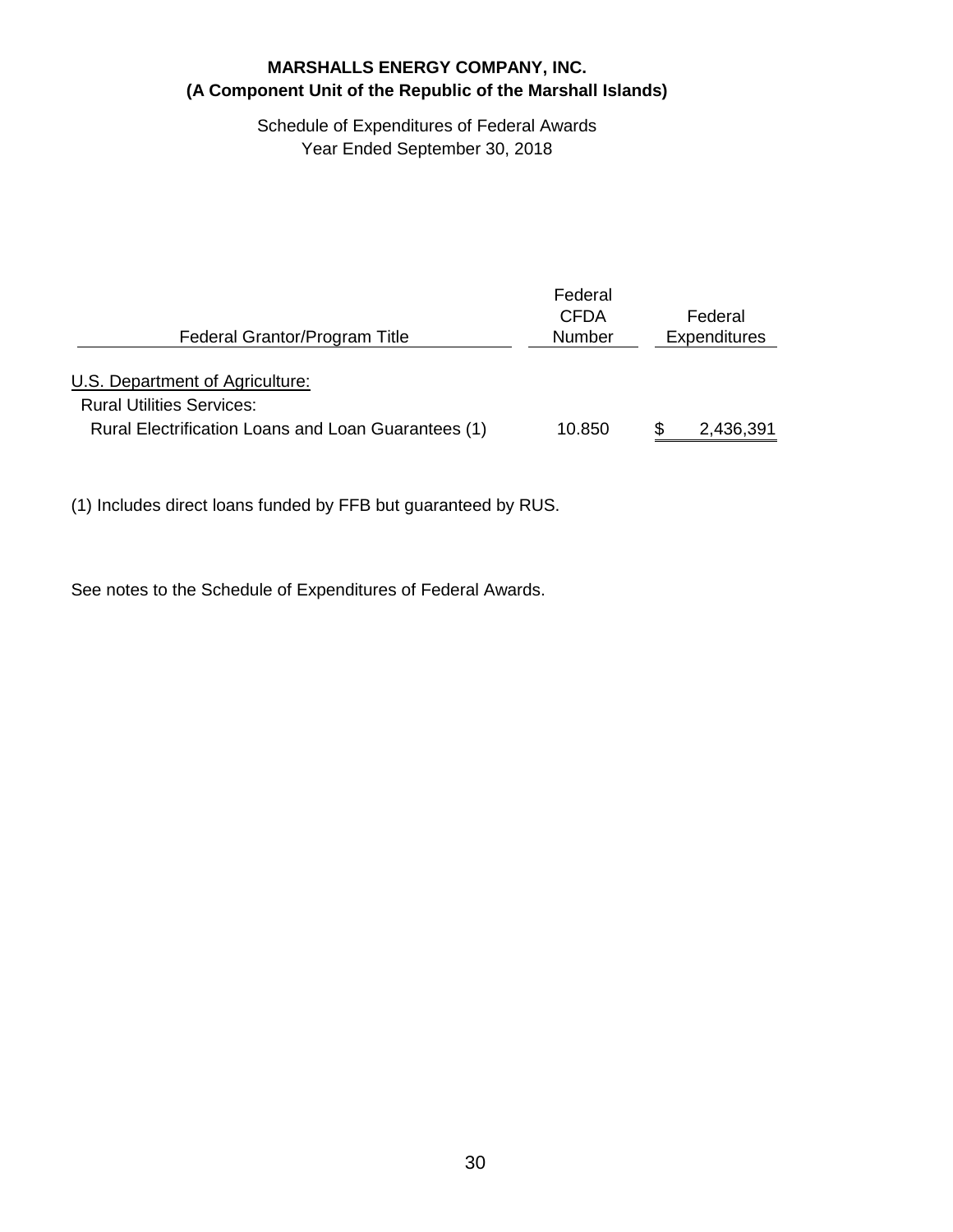**MARSHALLS ENERGY COMPANY, INC.**
**(A Component Unit of the Republic of the Marshall Islands)**

Schedule of Expenditures of Federal Awards
Year Ended September 30, 2018

| Federal Grantor/Program Title | Federal CFDA Number | Federal Expenditures |
|---|---|---|
| U.S. Department of Agriculture: | | |
| Rural Utilities Services: | | |
| Rural Electrification Loans and Loan Guarantees (1) | 10.850 | $ 2,436,391 |

(1) Includes direct loans funded by FFB but guaranteed by RUS.

See notes to the Schedule of Expenditures of Federal Awards.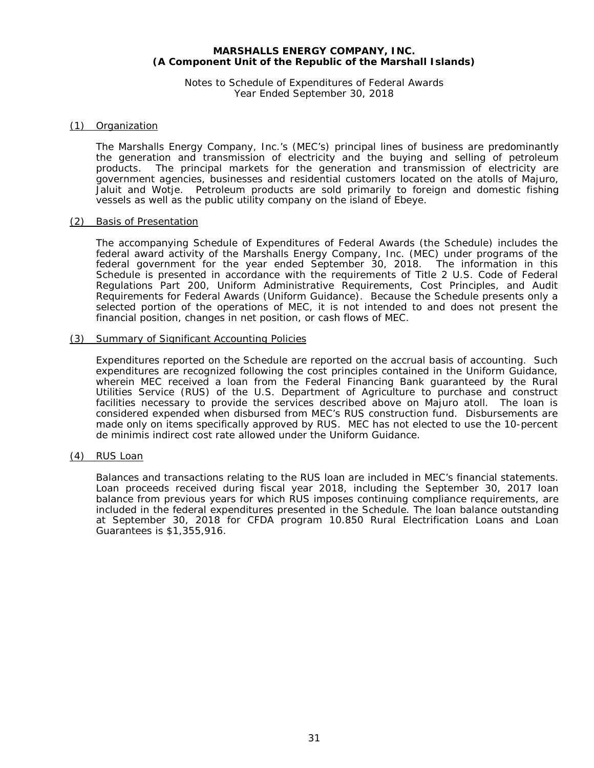**MARSHALLS ENERGY COMPANY, INC.**
**(A Component Unit of the Republic of the Marshall Islands)**

Notes to Schedule of Expenditures of Federal Awards
Year Ended September 30, 2018

(1) Organization

The Marshalls Energy Company, Inc.'s (MEC's) principal lines of business are predominantly the generation and transmission of electricity and the buying and selling of petroleum products. The principal markets for the generation and transmission of electricity are government agencies, businesses and residential customers located on the atolls of Majuro, Jaluit and Wotje. Petroleum products are sold primarily to foreign and domestic fishing vessels as well as the public utility company on the island of Ebeye.

(2) Basis of Presentation

The accompanying Schedule of Expenditures of Federal Awards (the Schedule) includes the federal award activity of the Marshalls Energy Company, Inc. (MEC) under programs of the federal government for the year ended September 30, 2018. The information in this Schedule is presented in accordance with the requirements of Title 2 U.S. Code of Federal Regulations Part 200, Uniform Administrative Requirements, Cost Principles, and Audit Requirements for Federal Awards (Uniform Guidance). Because the Schedule presents only a selected portion of the operations of MEC, it is not intended to and does not present the financial position, changes in net position, or cash flows of MEC.

(3) Summary of Significant Accounting Policies

Expenditures reported on the Schedule are reported on the accrual basis of accounting. Such expenditures are recognized following the cost principles contained in the Uniform Guidance, wherein MEC received a loan from the Federal Financing Bank guaranteed by the Rural Utilities Service (RUS) of the U.S. Department of Agriculture to purchase and construct facilities necessary to provide the services described above on Majuro atoll. The loan is considered expended when disbursed from MEC's RUS construction fund. Disbursements are made only on items specifically approved by RUS. MEC has not elected to use the 10-percent de minimis indirect cost rate allowed under the Uniform Guidance.

(4) RUS Loan

Balances and transactions relating to the RUS loan are included in MEC's financial statements. Loan proceeds received during fiscal year 2018, including the September 30, 2017 loan balance from previous years for which RUS imposes continuing compliance requirements, are included in the federal expenditures presented in the Schedule. The loan balance outstanding at September 30, 2018 for CFDA program 10.850 Rural Electrification Loans and Loan Guarantees is $1,355,916.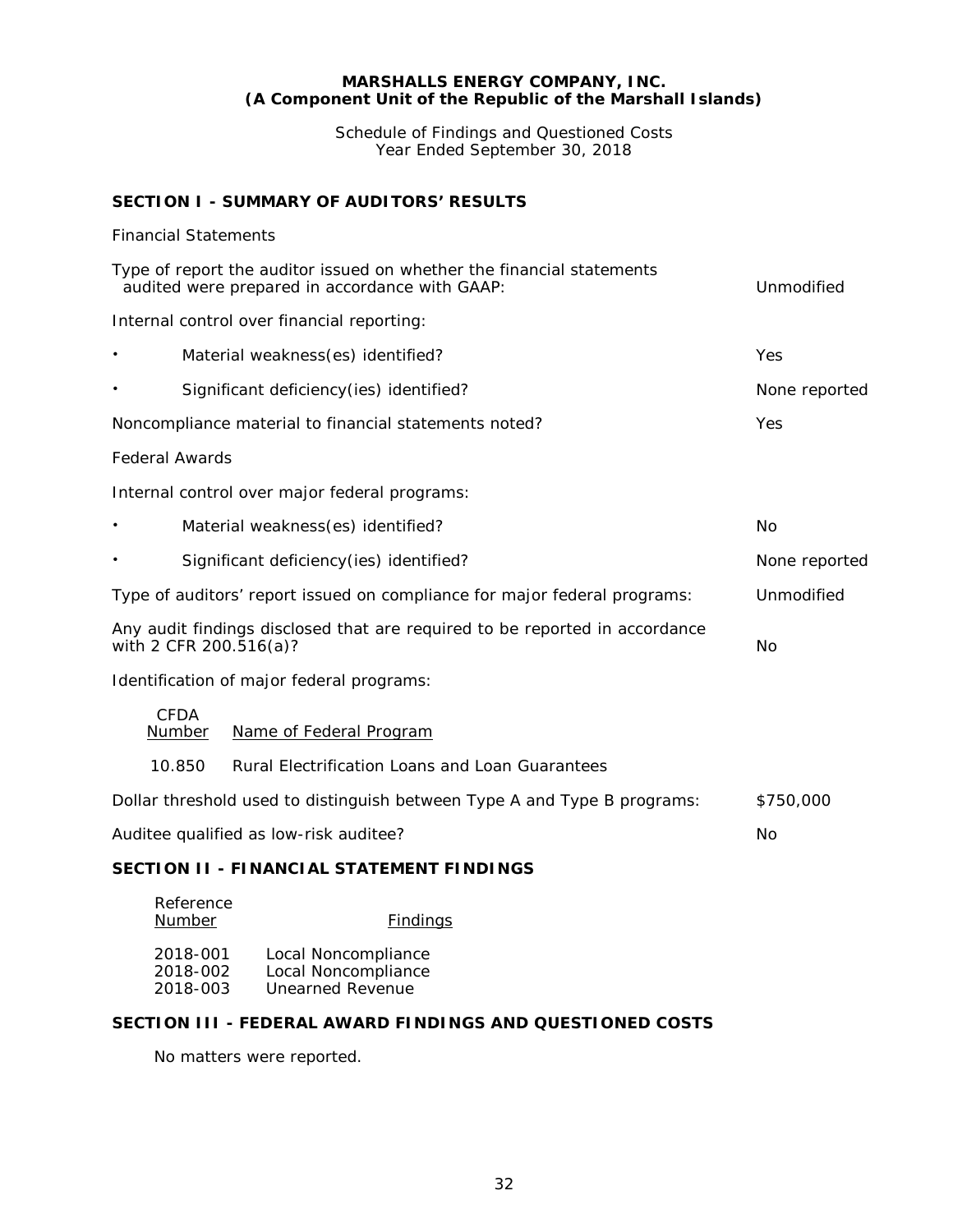**MARSHALLS ENERGY COMPANY, INC.**
**(A Component Unit of the Republic of the Marshall Islands)**

Schedule of Findings and Questioned Costs
Year Ended September 30, 2018

## SECTION I - SUMMARY OF AUDITORS' RESULTS

Financial Statements

| | |
|---|---|
| Type of report the auditor issued on whether the financial statements audited were prepared in accordance with GAAP: | Unmodified |
| Internal control over financial reporting: | |
| • Material weakness(es) identified? | Yes |
| • Significant deficiency(ies) identified? | None reported |
| Noncompliance material to financial statements noted? | Yes |

Federal Awards

| | |
|---|---|
| Internal control over major federal programs: | |
| • Material weakness(es) identified? | No |
| • Significant deficiency(ies) identified? | None reported |
| Type of auditors' report issued on compliance for major federal programs: | Unmodified |
| Any audit findings disclosed that are required to be reported in accordance with 2 CFR 200.516(a)? | No |

Identification of major federal programs:

| CFDA Number | Name of Federal Program |
|---|---|
| 10.850 | Rural Electrification Loans and Loan Guarantees |

| | |
|---|---|
| Dollar threshold used to distinguish between Type A and Type B programs: | $750,000 |
| Auditee qualified as low-risk auditee? | No |

## SECTION II - FINANCIAL STATEMENT FINDINGS

| Reference Number | Findings |
|---|---|
| 2018-001 | Local Noncompliance |
| 2018-002 | Local Noncompliance |
| 2018-003 | Unearned Revenue |

## SECTION III - FEDERAL AWARD FINDINGS AND QUESTIONED COSTS

No matters were reported.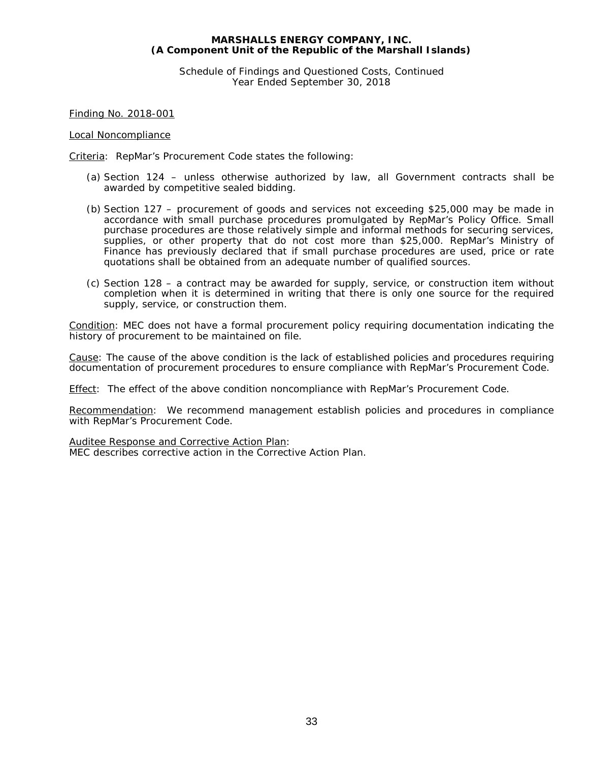# MARSHALLS ENERGY COMPANY, INC.
## (A Component Unit of the Republic of the Marshall Islands)

Schedule of Findings and Questioned Costs, Continued
Year Ended September 30, 2018

Finding No. 2018-001

Local Noncompliance

Criteria: RepMar's Procurement Code states the following:

(a) Section 124 – unless otherwise authorized by law, all Government contracts shall be awarded by competitive sealed bidding.

(b) Section 127 – procurement of goods and services not exceeding $25,000 may be made in accordance with small purchase procedures promulgated by RepMar's Policy Office. Small purchase procedures are those relatively simple and informal methods for securing services, supplies, or other property that do not cost more than $25,000. RepMar's Ministry of Finance has previously declared that if small purchase procedures are used, price or rate quotations shall be obtained from an adequate number of qualified sources.

(c) Section 128 – a contract may be awarded for supply, service, or construction item without completion when it is determined in writing that there is only one source for the required supply, service, or construction them.

Condition: MEC does not have a formal procurement policy requiring documentation indicating the history of procurement to be maintained on file.

Cause: The cause of the above condition is the lack of established policies and procedures requiring documentation of procurement procedures to ensure compliance with RepMar's Procurement Code.

Effect: The effect of the above condition noncompliance with RepMar's Procurement Code.

Recommendation: We recommend management establish policies and procedures in compliance with RepMar's Procurement Code.

Auditee Response and Corrective Action Plan:
MEC describes corrective action in the Corrective Action Plan.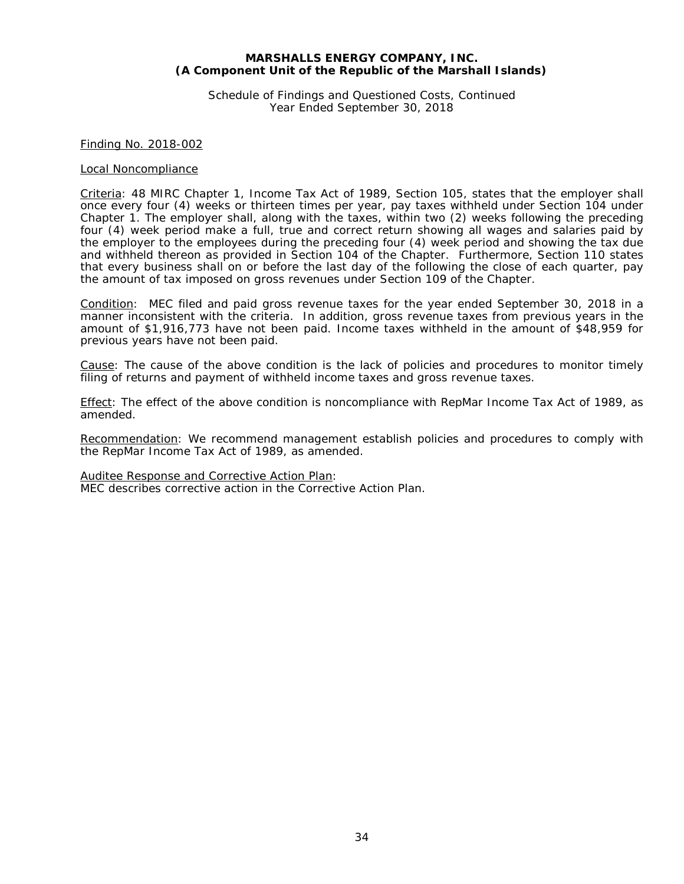**MARSHALLS ENERGY COMPANY, INC.**
**(A Component Unit of the Republic of the Marshall Islands)**

Schedule of Findings and Questioned Costs, Continued
Year Ended September 30, 2018

Finding No. 2018-002

Local Noncompliance

Criteria: 48 MIRC Chapter 1, Income Tax Act of 1989, Section 105, states that the employer shall once every four (4) weeks or thirteen times per year, pay taxes withheld under Section 104 under Chapter 1. The employer shall, along with the taxes, within two (2) weeks following the preceding four (4) week period make a full, true and correct return showing all wages and salaries paid by the employer to the employees during the preceding four (4) week period and showing the tax due and withheld thereon as provided in Section 104 of the Chapter. Furthermore, Section 110 states that every business shall on or before the last day of the following the close of each quarter, pay the amount of tax imposed on gross revenues under Section 109 of the Chapter.

Condition: MEC filed and paid gross revenue taxes for the year ended September 30, 2018 in a manner inconsistent with the criteria. In addition, gross revenue taxes from previous years in the amount of $1,916,773 have not been paid. Income taxes withheld in the amount of $48,959 for previous years have not been paid.

Cause: The cause of the above condition is the lack of policies and procedures to monitor timely filing of returns and payment of withheld income taxes and gross revenue taxes.

Effect: The effect of the above condition is noncompliance with RepMar Income Tax Act of 1989, as amended.

Recommendation: We recommend management establish policies and procedures to comply with the RepMar Income Tax Act of 1989, as amended.

Auditee Response and Corrective Action Plan:
MEC describes corrective action in the Corrective Action Plan.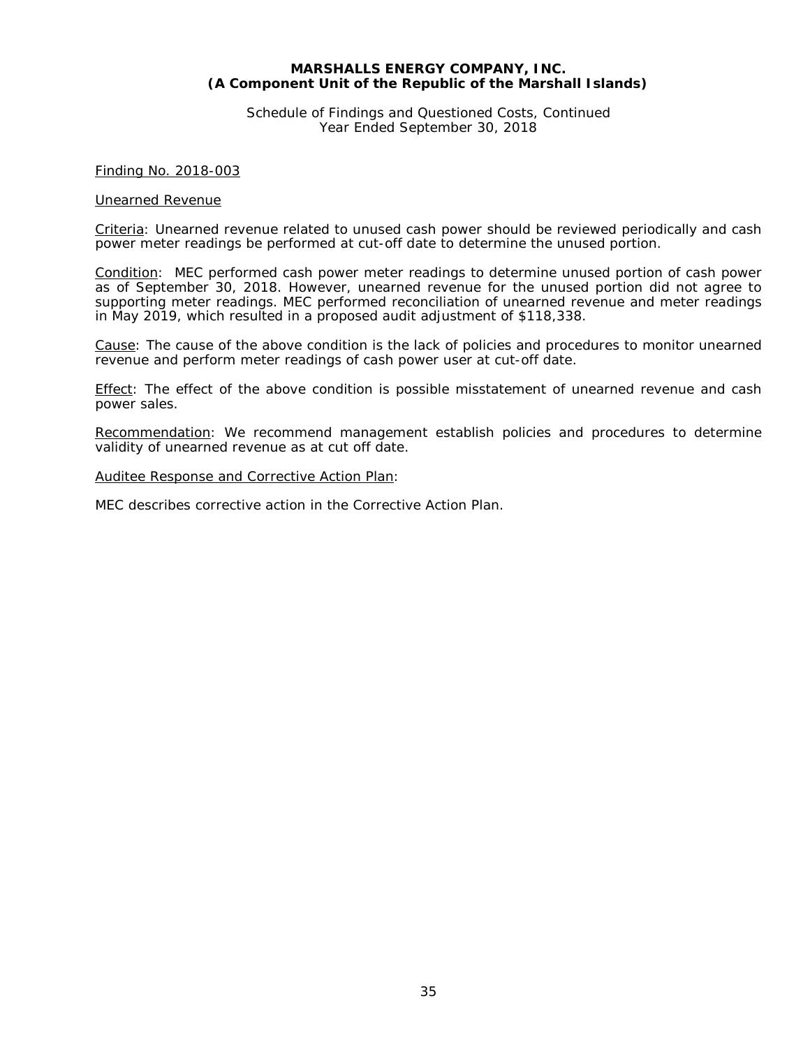**MARSHALLS ENERGY COMPANY, INC.**
**(A Component Unit of the Republic of the Marshall Islands)**

Schedule of Findings and Questioned Costs, Continued
Year Ended September 30, 2018

Finding No. 2018-003

Unearned Revenue

Criteria: Unearned revenue related to unused cash power should be reviewed periodically and cash power meter readings be performed at cut-off date to determine the unused portion.

Condition: MEC performed cash power meter readings to determine unused portion of cash power as of September 30, 2018. However, unearned revenue for the unused portion did not agree to supporting meter readings. MEC performed reconciliation of unearned revenue and meter readings in May 2019, which resulted in a proposed audit adjustment of $118,338.

Cause: The cause of the above condition is the lack of policies and procedures to monitor unearned revenue and perform meter readings of cash power user at cut-off date.

Effect: The effect of the above condition is possible misstatement of unearned revenue and cash power sales.

Recommendation: We recommend management establish policies and procedures to determine validity of unearned revenue as at cut off date.

Auditee Response and Corrective Action Plan:

MEC describes corrective action in the Corrective Action Plan.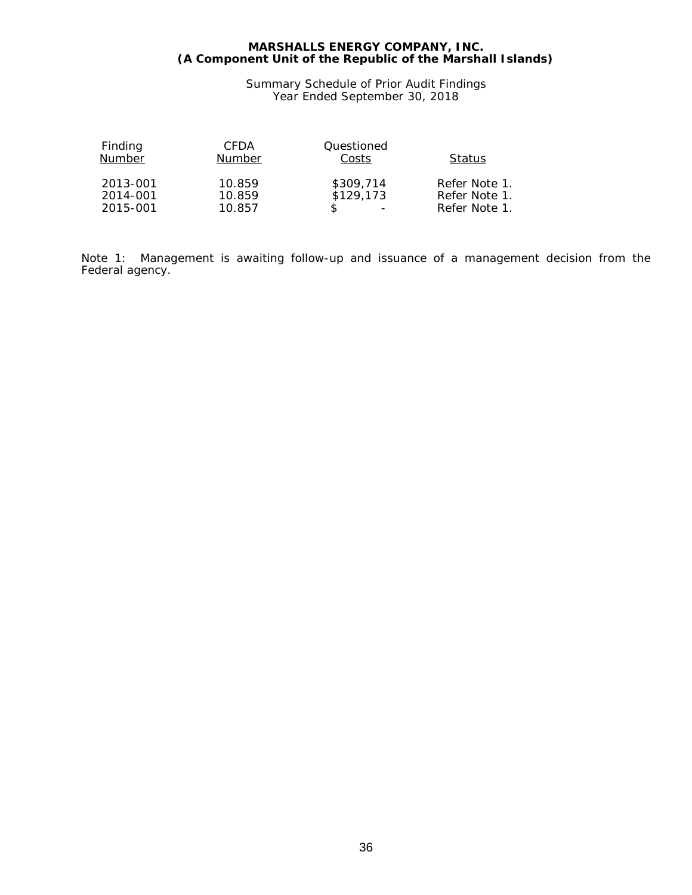**MARSHALLS ENERGY COMPANY, INC.**
**(A Component Unit of the Republic of the Marshall Islands)**

Summary Schedule of Prior Audit Findings
Year Ended September 30, 2018

| Finding Number | CFDA Number | Questioned Costs | Status |
|---|---|---|---|
| 2013-001 | 10.859 | $309,714 | Refer Note 1. |
| 2014-001 | 10.859 | $129,173 | Refer Note 1. |
| 2015-001 | 10.857 | $ - | Refer Note 1. |

Note 1: Management is awaiting follow-up and issuance of a management decision from the Federal agency.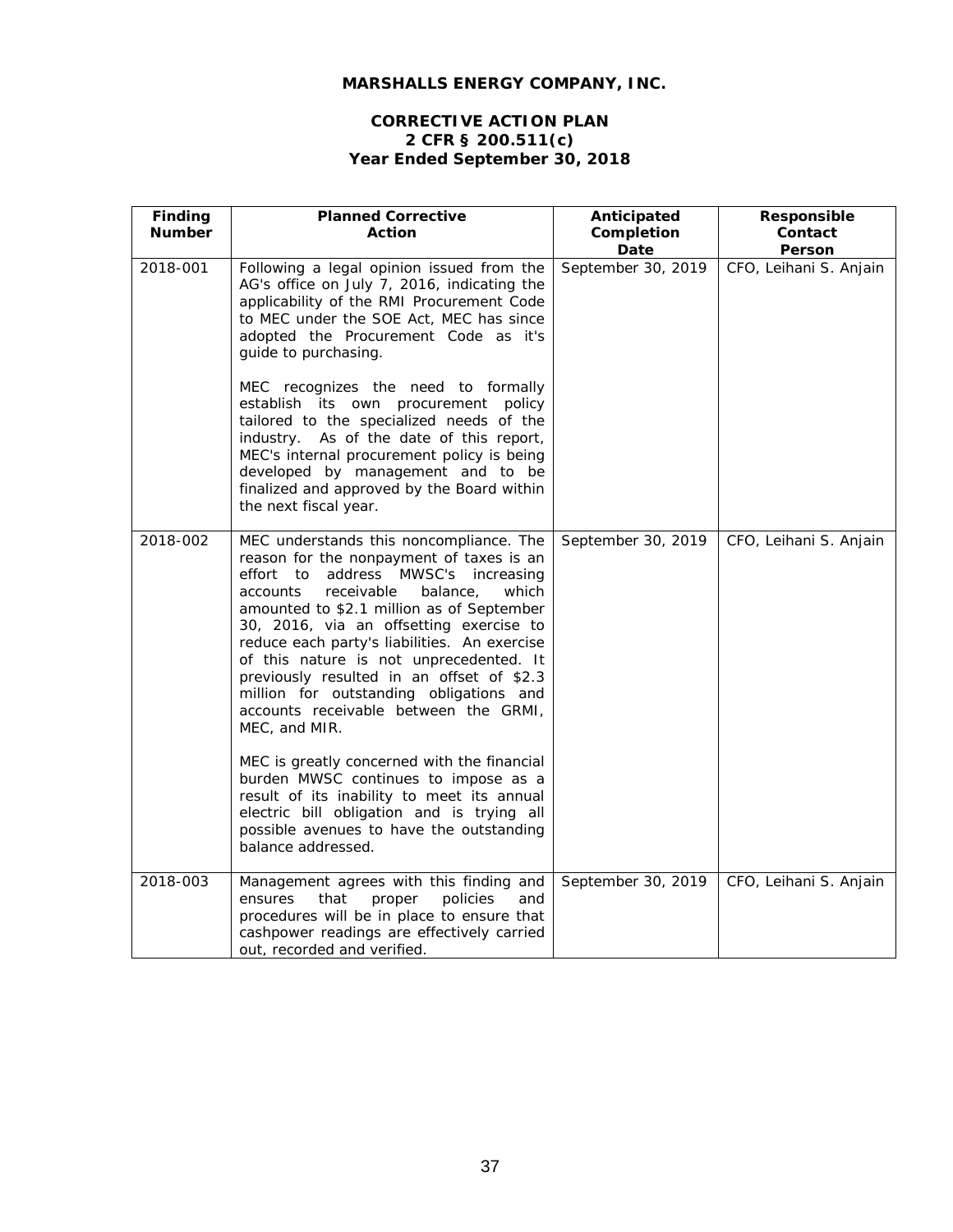# MARSHALLS ENERGY COMPANY, INC.

## CORRECTIVE ACTION PLAN
## 2 CFR § 200.511(c)
## Year Ended September 30, 2018

| Finding Number | Planned Corrective Action | Anticipated Completion Date | Responsible Contact Person |
|---|---|---|---|
| 2018-001 | Following a legal opinion issued from the AG's office on July 7, 2016, indicating the applicability of the RMI Procurement Code to MEC under the SOE Act, MEC has since adopted the Procurement Code as it's guide to purchasing.<br><br>MEC recognizes the need to formally establish its own procurement policy tailored to the specialized needs of the industry. As of the date of this report, MEC's internal procurement policy is being developed by management and to be finalized and approved by the Board within the next fiscal year. | September 30, 2019 | CFO, Leihani S. Anjain |
| 2018-002 | MEC understands this noncompliance. The reason for the nonpayment of taxes is an effort to address MWSC's increasing accounts receivable balance, which amounted to $2.1 million as of September 30, 2016, via an offsetting exercise to reduce each party's liabilities. An exercise of this nature is not unprecedented. It previously resulted in an offset of $2.3 million for outstanding obligations and accounts receivable between the GRMI, MEC, and MIR.<br><br>MEC is greatly concerned with the financial burden MWSC continues to impose as a result of its inability to meet its annual electric bill obligation and is trying all possible avenues to have the outstanding balance addressed. | September 30, 2019 | CFO, Leihani S. Anjain |
| 2018-003 | Management agrees with this finding and ensures that proper policies and procedures will be in place to ensure that cashpower readings are effectively carried out, recorded and verified. | September 30, 2019 | CFO, Leihani S. Anjain |